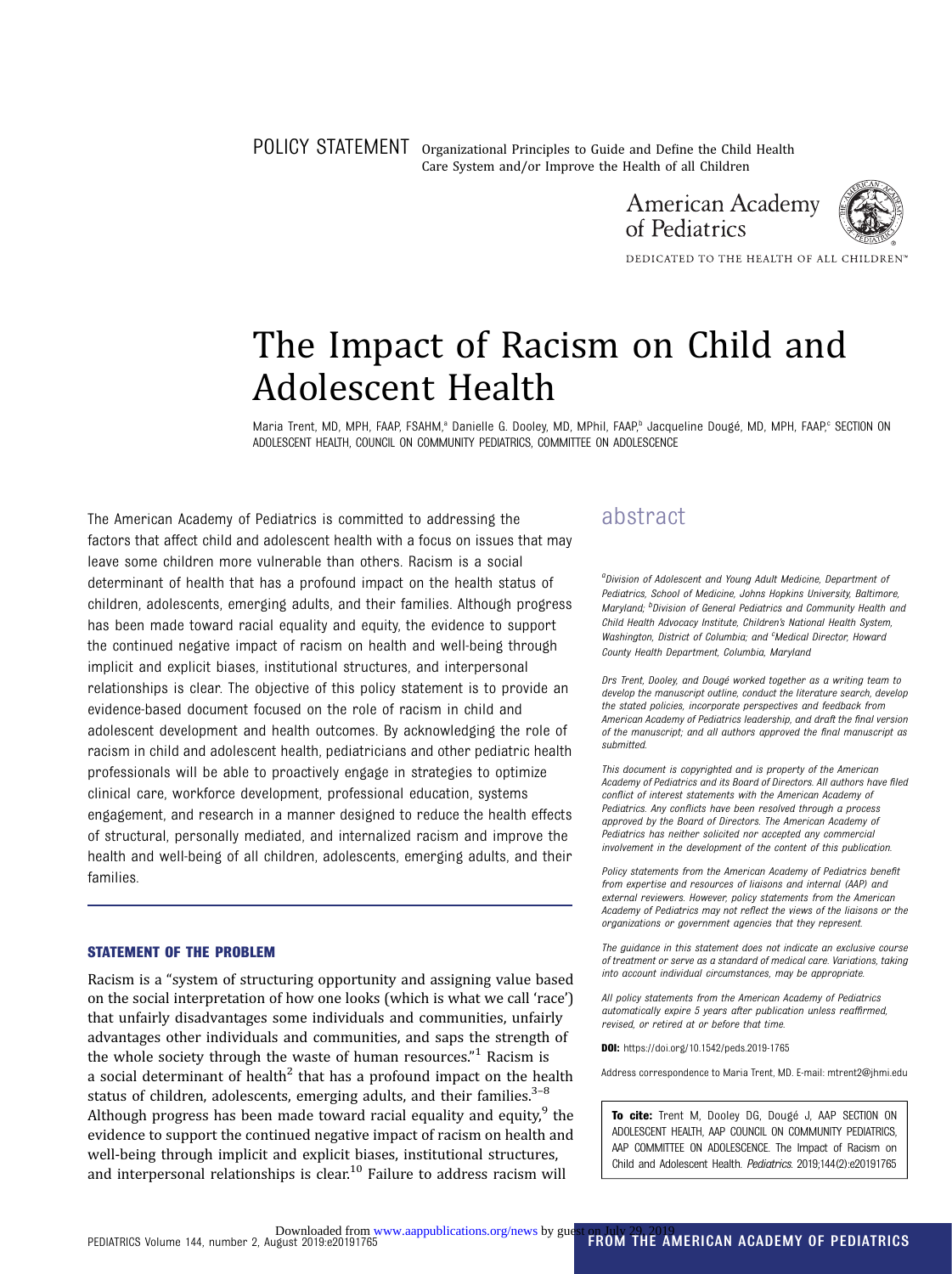POLICY STATEMENT Organizational Principles to Guide and Define the Child Health Care System and/or Improve the Health of all Children

American Academy of Pediatrics

DEDICATED TO THE HEALTH OF ALL CHILDREN™

# The Impact of Racism on Child and Adolescent Health

Maria Trent, MD, MPH, FAAP, FSAHM,[a] Danielle G. Dooley, MD, MPhil, FAAP,[b] Jacqueline Dougé, MD, MPH, FAAP,[c] SECTION ON ADOLESCENT HEALTH, COUNCIL ON COMMUNITY PEDIATRICS, COMMITTEE ON ADOLESCENCE

## abstract

The American Academy of Pediatrics is committed to addressing the factors that affect child and adolescent health with a focus on issues that may leave some children more vulnerable than others. Racism is a social determinant of health that has a profound impact on the health status of children, adolescents, emerging adults, and their families. Although progress has been made toward racial equality and equity, the evidence to support the continued negative impact of racism on health and well-being through implicit and explicit biases, institutional structures, and interpersonal relationships is clear. The objective of this policy statement is to provide an evidence-based document focused on the role of racism in child and adolescent development and health outcomes. By acknowledging the role of racism in child and adolescent health, pediatricians and other pediatric health professionals will be able to proactively engage in strategies to optimize clinical care, workforce development, professional education, systems engagement, and research in a manner designed to reduce the health effects of structural, personally mediated, and internalized racism and improve the health and well-being of all children, adolescents, emerging adults, and their families.

*[a]Division of Adolescent and Young Adult Medicine, Department of Pediatrics, School of Medicine, Johns Hopkins University, Baltimore, Maryland; [b]Division of General Pediatrics and Community Health and Child Health Advocacy Institute, Children's National Health System, Washington, District of Columbia; and [c]Medical Director, Howard County Health Department, Columbia, Maryland*

*Drs Trent, Dooley, and Dougé worked together as a writing team to develop the manuscript outline, conduct the literature search, develop the stated policies, incorporate perspectives and feedback from American Academy of Pediatrics leadership, and draft the final version of the manuscript; and all authors approved the final manuscript as submitted.*

*This document is copyrighted and is property of the American Academy of Pediatrics and its Board of Directors. All authors have filed conflict of interest statements with the American Academy of Pediatrics. Any conflicts have been resolved through a process approved by the Board of Directors. The American Academy of Pediatrics has neither solicited nor accepted any commercial involvement in the development of the content of this publication.*

*Policy statements from the American Academy of Pediatrics benefit from expertise and resources of liaisons and internal (AAP) and external reviewers. However, policy statements from the American Academy of Pediatrics may not reflect the views of the liaisons or the organizations or government agencies that they represent.*

*The guidance in this statement does not indicate an exclusive course of treatment or serve as a standard of medical care. Variations, taking into account individual circumstances, may be appropriate.*

*All policy statements from the American Academy of Pediatrics automatically expire 5 years after publication unless reaffirmed, revised, or retired at or before that time.*

**DOI:** https://doi.org/10.1542/peds.2019-1765

Address correspondence to Maria Trent, MD. E-mail: mtrent2@jhmi.edu

**To cite:** Trent M, Dooley DG, Dougé J, AAP SECTION ON ADOLESCENT HEALTH, AAP COUNCIL ON COMMUNITY PEDIATRICS, AAP COMMITTEE ON ADOLESCENCE. The Impact of Racism on Child and Adolescent Health. *Pediatrics.* 2019;144(2):e20191765

## STATEMENT OF THE PROBLEM

Racism is a "system of structuring opportunity and assigning value based on the social interpretation of how one looks (which is what we call 'race') that unfairly disadvantages some individuals and communities, unfairly advantages other individuals and communities, and saps the strength of the whole society through the waste of human resources."[1] Racism is a social determinant of health[2] that has a profound impact on the health status of children, adolescents, emerging adults, and their families.[3–8] Although progress has been made toward racial equality and equity,[9] the evidence to support the continued negative impact of racism on health and well-being through implicit and explicit biases, institutional structures, and interpersonal relationships is clear.[10] Failure to address racism will

FROM THE AMERICAN ACADEMY OF PEDIATRICS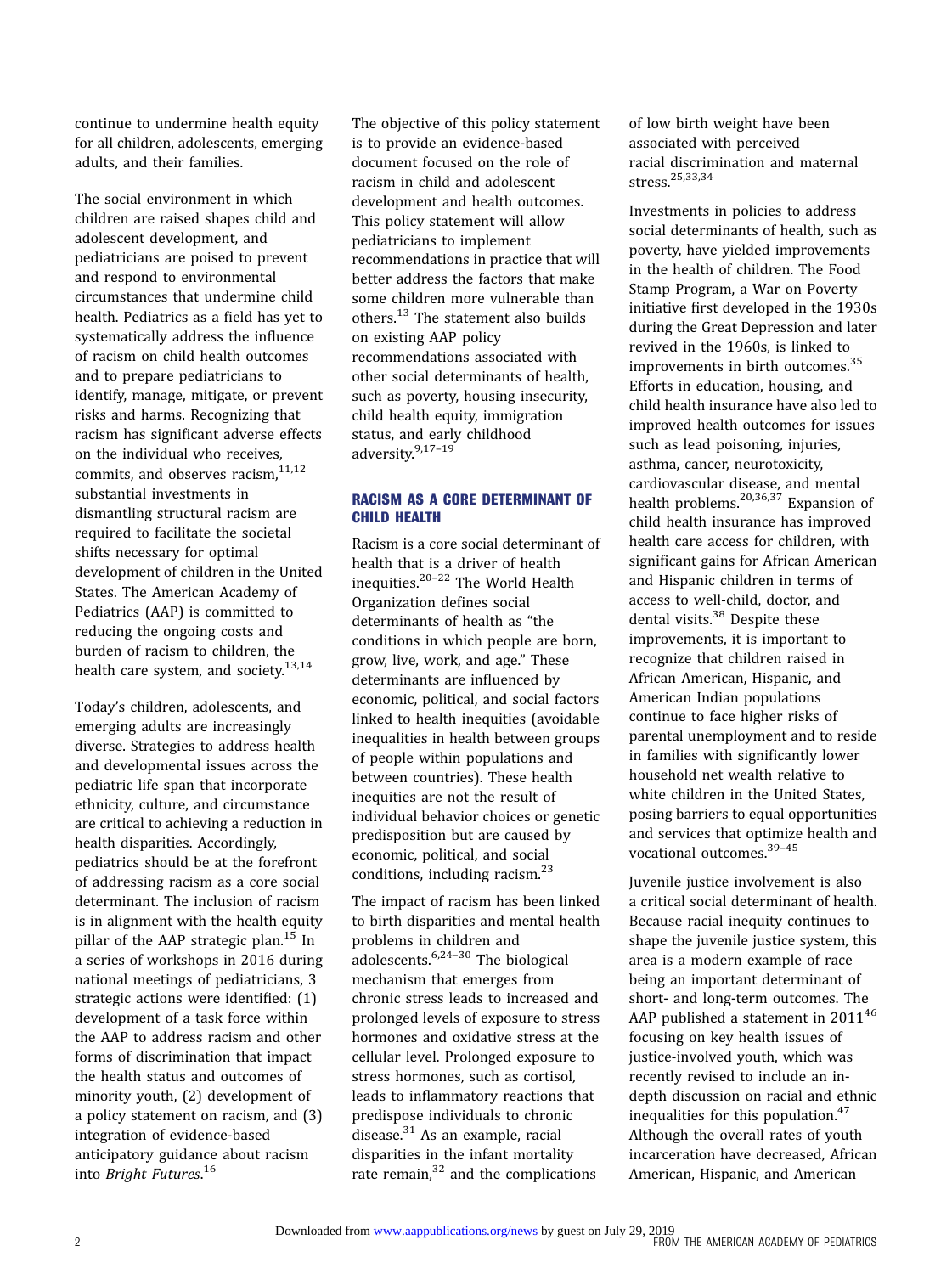continue to undermine health equity for all children, adolescents, emerging adults, and their families.

The social environment in which children are raised shapes child and adolescent development, and pediatricians are poised to prevent and respond to environmental circumstances that undermine child health. Pediatrics as a field has yet to systematically address the influence of racism on child health outcomes and to prepare pediatricians to identify, manage, mitigate, or prevent risks and harms. Recognizing that racism has significant adverse effects on the individual who receives, commits, and observes racism,[11,12] substantial investments in dismantling structural racism are required to facilitate the societal shifts necessary for optimal development of children in the United States. The American Academy of Pediatrics (AAP) is committed to reducing the ongoing costs and burden of racism to children, the health care system, and society.[13,14]

Today's children, adolescents, and emerging adults are increasingly diverse. Strategies to address health and developmental issues across the pediatric life span that incorporate ethnicity, culture, and circumstance are critical to achieving a reduction in health disparities. Accordingly, pediatrics should be at the forefront of addressing racism as a core social determinant. The inclusion of racism is in alignment with the health equity pillar of the AAP strategic plan.[15] In a series of workshops in 2016 during national meetings of pediatricians, 3 strategic actions were identified: (1) development of a task force within the AAP to address racism and other forms of discrimination that impact the health status and outcomes of minority youth, (2) development of a policy statement on racism, and (3) integration of evidence-based anticipatory guidance about racism into *Bright Futures*.[16]

The objective of this policy statement is to provide an evidence-based document focused on the role of racism in child and adolescent development and health outcomes. This policy statement will allow pediatricians to implement recommendations in practice that will better address the factors that make some children more vulnerable than others.[13] The statement also builds on existing AAP policy recommendations associated with other social determinants of health, such as poverty, housing insecurity, child health equity, immigration status, and early childhood adversity.[9,17–19]

## RACISM AS A CORE DETERMINANT OF CHILD HEALTH

Racism is a core social determinant of health that is a driver of health inequities.[20–22] The World Health Organization defines social determinants of health as "the conditions in which people are born, grow, live, work, and age." These determinants are influenced by economic, political, and social factors linked to health inequities (avoidable inequalities in health between groups of people within populations and between countries). These health inequities are not the result of individual behavior choices or genetic predisposition but are caused by economic, political, and social conditions, including racism.[23]

The impact of racism has been linked to birth disparities and mental health problems in children and adolescents.[6,24–30] The biological mechanism that emerges from chronic stress leads to increased and prolonged levels of exposure to stress hormones and oxidative stress at the cellular level. Prolonged exposure to stress hormones, such as cortisol, leads to inflammatory reactions that predispose individuals to chronic disease.[31] As an example, racial disparities in the infant mortality rate remain,[32] and the complications of low birth weight have been associated with perceived racial discrimination and maternal stress.[25,33,34]

Investments in policies to address social determinants of health, such as poverty, have yielded improvements in the health of children. The Food Stamp Program, a War on Poverty initiative first developed in the 1930s during the Great Depression and later revived in the 1960s, is linked to improvements in birth outcomes.[35] Efforts in education, housing, and child health insurance have also led to improved health outcomes for issues such as lead poisoning, injuries, asthma, cancer, neurotoxicity, cardiovascular disease, and mental health problems.[20,36,37] Expansion of child health insurance has improved health care access for children, with significant gains for African American and Hispanic children in terms of access to well-child, doctor, and dental visits.[38] Despite these improvements, it is important to recognize that children raised in African American, Hispanic, and American Indian populations continue to face higher risks of parental unemployment and to reside in families with significantly lower household net wealth relative to white children in the United States, posing barriers to equal opportunities and services that optimize health and vocational outcomes.[39–45]

Juvenile justice involvement is also a critical social determinant of health. Because racial inequity continues to shape the juvenile justice system, this area is a modern example of race being an important determinant of short- and long-term outcomes. The AAP published a statement in 2011[46] focusing on key health issues of justice-involved youth, which was recently revised to include an in-depth discussion on racial and ethnic inequalities for this population.[47] Although the overall rates of youth incarceration have decreased, African American, Hispanic, and American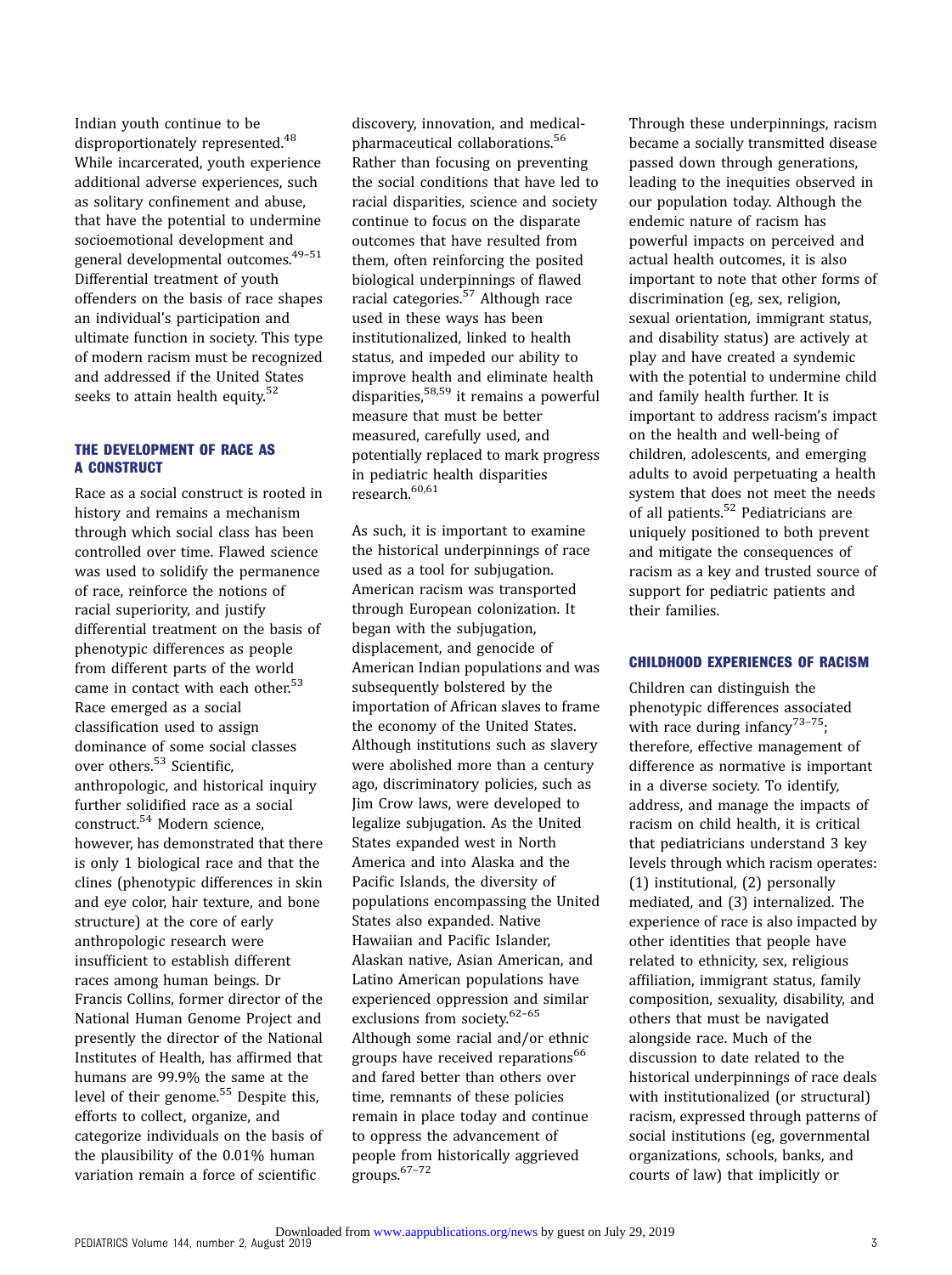Indian youth continue to be disproportionately represented.[48] While incarcerated, youth experience additional adverse experiences, such as solitary confinement and abuse, that have the potential to undermine socioemotional development and general developmental outcomes.[49–51] Differential treatment of youth offenders on the basis of race shapes an individual's participation and ultimate function in society. This type of modern racism must be recognized and addressed if the United States seeks to attain health equity.[52]

## THE DEVELOPMENT OF RACE AS A CONSTRUCT

Race as a social construct is rooted in history and remains a mechanism through which social class has been controlled over time. Flawed science was used to solidify the permanence of race, reinforce the notions of racial superiority, and justify differential treatment on the basis of phenotypic differences as people from different parts of the world came in contact with each other.[53] Race emerged as a social classification used to assign dominance of some social classes over others.[53] Scientific, anthropologic, and historical inquiry further solidified race as a social construct.[54] Modern science, however, has demonstrated that there is only 1 biological race and that the clines (phenotypic differences in skin and eye color, hair texture, and bone structure) at the core of early anthropologic research were insufficient to establish different races among human beings. Dr Francis Collins, former director of the National Human Genome Project and presently the director of the National Institutes of Health, has affirmed that humans are 99.9% the same at the level of their genome.[55] Despite this, efforts to collect, organize, and categorize individuals on the basis of the plausibility of the 0.01% human variation remain a force of scientific discovery, innovation, and medical-pharmaceutical collaborations.[56] Rather than focusing on preventing the social conditions that have led to racial disparities, science and society continue to focus on the disparate outcomes that have resulted from them, often reinforcing the posited biological underpinnings of flawed racial categories.[57] Although race used in these ways has been institutionalized, linked to health status, and impeded our ability to improve health and eliminate health disparities,[58,59] it remains a powerful measure that must be better measured, carefully used, and potentially replaced to mark progress in pediatric health disparities research.[60,61]

As such, it is important to examine the historical underpinnings of race used as a tool for subjugation. American racism was transported through European colonization. It began with the subjugation, displacement, and genocide of American Indian populations and was subsequently bolstered by the importation of African slaves to frame the economy of the United States. Although institutions such as slavery were abolished more than a century ago, discriminatory policies, such as Jim Crow laws, were developed to legalize subjugation. As the United States expanded west in North America and into Alaska and the Pacific Islands, the diversity of populations encompassing the United States also expanded. Native Hawaiian and Pacific Islander, Alaskan native, Asian American, and Latino American populations have experienced oppression and similar exclusions from society.[62–65] Although some racial and/or ethnic groups have received reparations[66] and fared better than others over time, remnants of these policies remain in place today and continue to oppress the advancement of people from historically aggrieved groups.[67–72]

Through these underpinnings, racism became a socially transmitted disease passed down through generations, leading to the inequities observed in our population today. Although the endemic nature of racism has powerful impacts on perceived and actual health outcomes, it is also important to note that other forms of discrimination (eg, sex, religion, sexual orientation, immigrant status, and disability status) are actively at play and have created a syndemic with the potential to undermine child and family health further. It is important to address racism's impact on the health and well-being of children, adolescents, and emerging adults to avoid perpetuating a health system that does not meet the needs of all patients.[52] Pediatricians are uniquely positioned to both prevent and mitigate the consequences of racism as a key and trusted source of support for pediatric patients and their families.

## CHILDHOOD EXPERIENCES OF RACISM

Children can distinguish the phenotypic differences associated with race during infancy[73–75]; therefore, effective management of difference as normative is important in a diverse society. To identify, address, and manage the impacts of racism on child health, it is critical that pediatricians understand 3 key levels through which racism operates: (1) institutional, (2) personally mediated, and (3) internalized. The experience of race is also impacted by other identities that people have related to ethnicity, sex, religious affiliation, immigrant status, family composition, sexuality, disability, and others that must be navigated alongside race. Much of the discussion to date related to the historical underpinnings of race deals with institutionalized (or structural) racism, expressed through patterns of social institutions (eg, governmental organizations, schools, banks, and courts of law) that implicitly or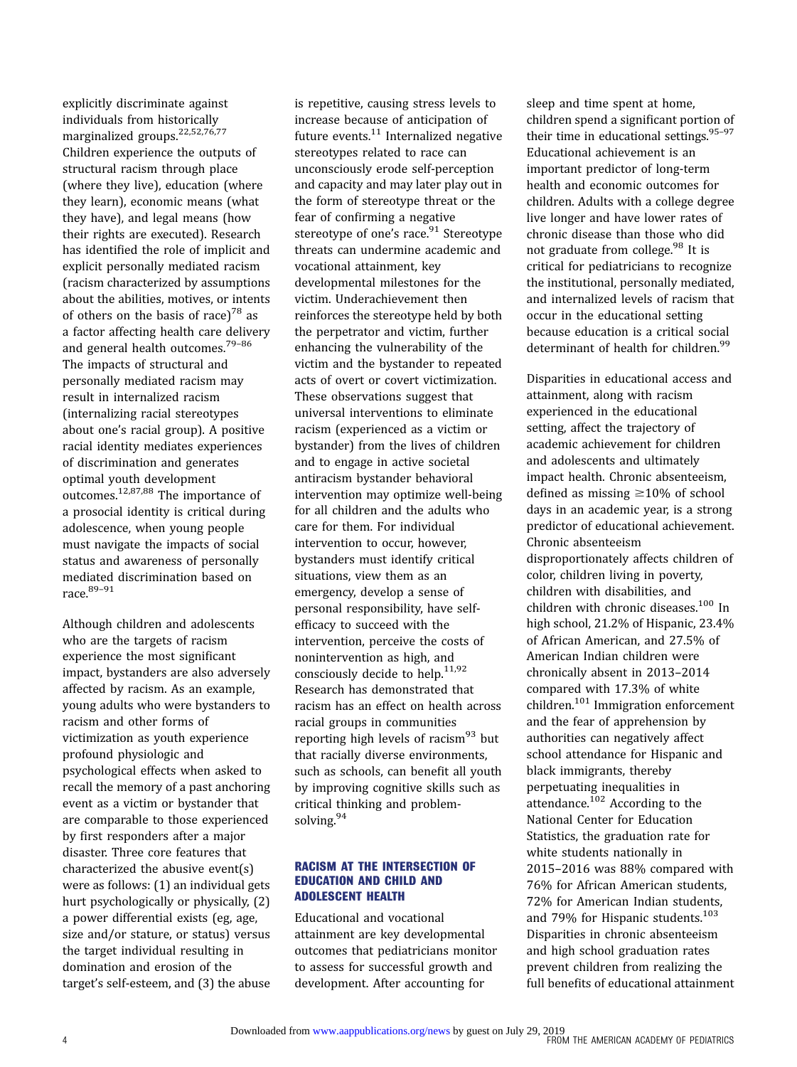explicitly discriminate against individuals from historically marginalized groups.[22,52,76,77] Children experience the outputs of structural racism through place (where they live), education (where they learn), economic means (what they have), and legal means (how their rights are executed). Research has identified the role of implicit and explicit personally mediated racism (racism characterized by assumptions about the abilities, motives, or intents of others on the basis of race)[78] as a factor affecting health care delivery and general health outcomes.[79–86] The impacts of structural and personally mediated racism may result in internalized racism (internalizing racial stereotypes about one's racial group). A positive racial identity mediates experiences of discrimination and generates optimal youth development outcomes.[12,87,88] The importance of a prosocial identity is critical during adolescence, when young people must navigate the impacts of social status and awareness of personally mediated discrimination based on race.[89–91]

Although children and adolescents who are the targets of racism experience the most significant impact, bystanders are also adversely affected by racism. As an example, young adults who were bystanders to racism and other forms of victimization as youth experience profound physiologic and psychological effects when asked to recall the memory of a past anchoring event as a victim or bystander that are comparable to those experienced by first responders after a major disaster. Three core features that characterized the abusive event(s) were as follows: (1) an individual gets hurt psychologically or physically, (2) a power differential exists (eg, age, size and/or stature, or status) versus the target individual resulting in domination and erosion of the target's self-esteem, and (3) the abuse is repetitive, causing stress levels to increase because of anticipation of future events.[11] Internalized negative stereotypes related to race can unconsciously erode self-perception and capacity and may later play out in the form of stereotype threat or the fear of confirming a negative stereotype of one's race.[91] Stereotype threats can undermine academic and vocational attainment, key developmental milestones for the victim. Underachievement then reinforces the stereotype held by both the perpetrator and victim, further enhancing the vulnerability of the victim and the bystander to repeated acts of overt or covert victimization. These observations suggest that universal interventions to eliminate racism (experienced as a victim or bystander) from the lives of children and to engage in active societal antiracism bystander behavioral intervention may optimize well-being for all children and the adults who care for them. For individual intervention to occur, however, bystanders must identify critical situations, view them as an emergency, develop a sense of personal responsibility, have self-efficacy to succeed with the intervention, perceive the costs of nonintervention as high, and consciously decide to help.[11,92] Research has demonstrated that racism has an effect on health across racial groups in communities reporting high levels of racism[93] but that racially diverse environments, such as schools, can benefit all youth by improving cognitive skills such as critical thinking and problem-solving.[94]

## RACISM AT THE INTERSECTION OF EDUCATION AND CHILD AND ADOLESCENT HEALTH

Educational and vocational attainment are key developmental outcomes that pediatricians monitor to assess for successful growth and development. After accounting for sleep and time spent at home, children spend a significant portion of their time in educational settings.[95–97] Educational achievement is an important predictor of long-term health and economic outcomes for children. Adults with a college degree live longer and have lower rates of chronic disease than those who did not graduate from college.[98] It is critical for pediatricians to recognize the institutional, personally mediated, and internalized levels of racism that occur in the educational setting because education is a critical social determinant of health for children.[99]

Disparities in educational access and attainment, along with racism experienced in the educational setting, affect the trajectory of academic achievement for children and adolescents and ultimately impact health. Chronic absenteeism, defined as missing ≥10% of school days in an academic year, is a strong predictor of educational achievement. Chronic absenteeism disproportionately affects children of color, children living in poverty, children with disabilities, and children with chronic diseases.[100] In high school, 21.2% of Hispanic, 23.4% of African American, and 27.5% of American Indian children were chronically absent in 2013–2014 compared with 17.3% of white children.[101] Immigration enforcement and the fear of apprehension by authorities can negatively affect school attendance for Hispanic and black immigrants, thereby perpetuating inequalities in attendance.[102] According to the National Center for Education Statistics, the graduation rate for white students nationally in 2015–2016 was 88% compared with 76% for African American students, 72% for American Indian students, and 79% for Hispanic students.[103] Disparities in chronic absenteeism and high school graduation rates prevent children from realizing the full benefits of educational attainment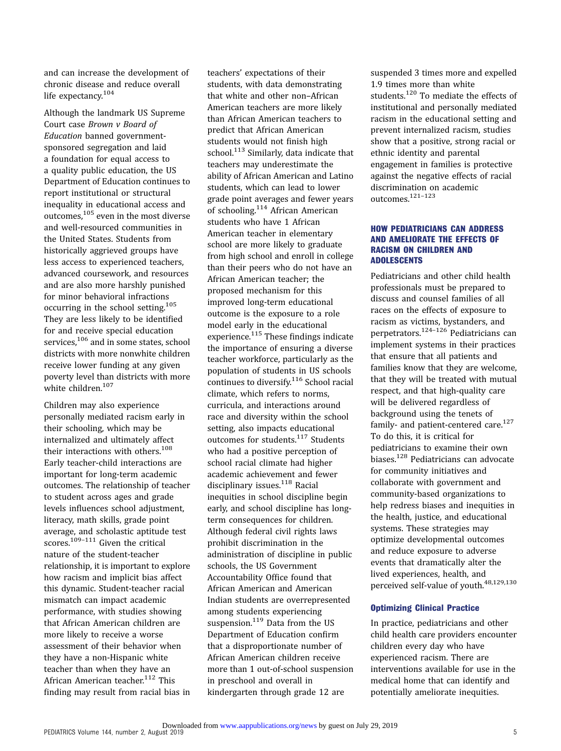and can increase the development of chronic disease and reduce overall life expectancy.[104]

Although the landmark US Supreme Court case *Brown v Board of Education* banned government-sponsored segregation and laid a foundation for equal access to a quality public education, the US Department of Education continues to report institutional or structural inequality in educational access and outcomes,[105] even in the most diverse and well-resourced communities in the United States. Students from historically aggrieved groups have less access to experienced teachers, advanced coursework, and resources and are also more harshly punished for minor behavioral infractions occurring in the school setting.[105] They are less likely to be identified for and receive special education services,[106] and in some states, school districts with more nonwhite children receive lower funding at any given poverty level than districts with more white children.[107]

Children may also experience personally mediated racism early in their schooling, which may be internalized and ultimately affect their interactions with others.[108] Early teacher-child interactions are important for long-term academic outcomes. The relationship of teacher to student across ages and grade levels influences school adjustment, literacy, math skills, grade point average, and scholastic aptitude test scores.[109–111] Given the critical nature of the student-teacher relationship, it is important to explore how racism and implicit bias affect this dynamic. Student-teacher racial mismatch can impact academic performance, with studies showing that African American children are more likely to receive a worse assessment of their behavior when they have a non-Hispanic white teacher than when they have an African American teacher.[112] This finding may result from racial bias in teachers' expectations of their students, with data demonstrating that white and other non–African American teachers are more likely than African American teachers to predict that African American students would not finish high school.[113] Similarly, data indicate that teachers may underestimate the ability of African American and Latino students, which can lead to lower grade point averages and fewer years of schooling.[114] African American students who have 1 African American teacher in elementary school are more likely to graduate from high school and enroll in college than their peers who do not have an African American teacher; the proposed mechanism for this improved long-term educational outcome is the exposure to a role model early in the educational experience.[115] These findings indicate the importance of ensuring a diverse teacher workforce, particularly as the population of students in US schools continues to diversify.[116] School racial climate, which refers to norms, curricula, and interactions around race and diversity within the school setting, also impacts educational outcomes for students.[117] Students who had a positive perception of school racial climate had higher academic achievement and fewer disciplinary issues.[118] Racial inequities in school discipline begin early, and school discipline has long-term consequences for children. Although federal civil rights laws prohibit discrimination in the administration of discipline in public schools, the US Government Accountability Office found that African American and American Indian students are overrepresented among students experiencing suspension.[119] Data from the US Department of Education confirm that a disproportionate number of African American children receive more than 1 out-of-school suspension in preschool and overall in kindergarten through grade 12 are suspended 3 times more and expelled 1.9 times more than white students.[120] To mediate the effects of institutional and personally mediated racism in the educational setting and prevent internalized racism, studies show that a positive, strong racial or ethnic identity and parental engagement in families is protective against the negative effects of racial discrimination on academic outcomes.[121–123]

## HOW PEDIATRICIANS CAN ADDRESS AND AMELIORATE THE EFFECTS OF RACISM ON CHILDREN AND ADOLESCENTS

Pediatricians and other child health professionals must be prepared to discuss and counsel families of all races on the effects of exposure to racism as victims, bystanders, and perpetrators.[124–126] Pediatricians can implement systems in their practices that ensure that all patients and families know that they are welcome, that they will be treated with mutual respect, and that high-quality care will be delivered regardless of background using the tenets of family- and patient-centered care.[127] To do this, it is critical for pediatricians to examine their own biases.[128] Pediatricians can advocate for community initiatives and collaborate with government and community-based organizations to help redress biases and inequities in the health, justice, and educational systems. These strategies may optimize developmental outcomes and reduce exposure to adverse events that dramatically alter the lived experiences, health, and perceived self-value of youth.[48,129,130]

### Optimizing Clinical Practice

In practice, pediatricians and other child health care providers encounter children every day who have experienced racism. There are interventions available for use in the medical home that can identify and potentially ameliorate inequities.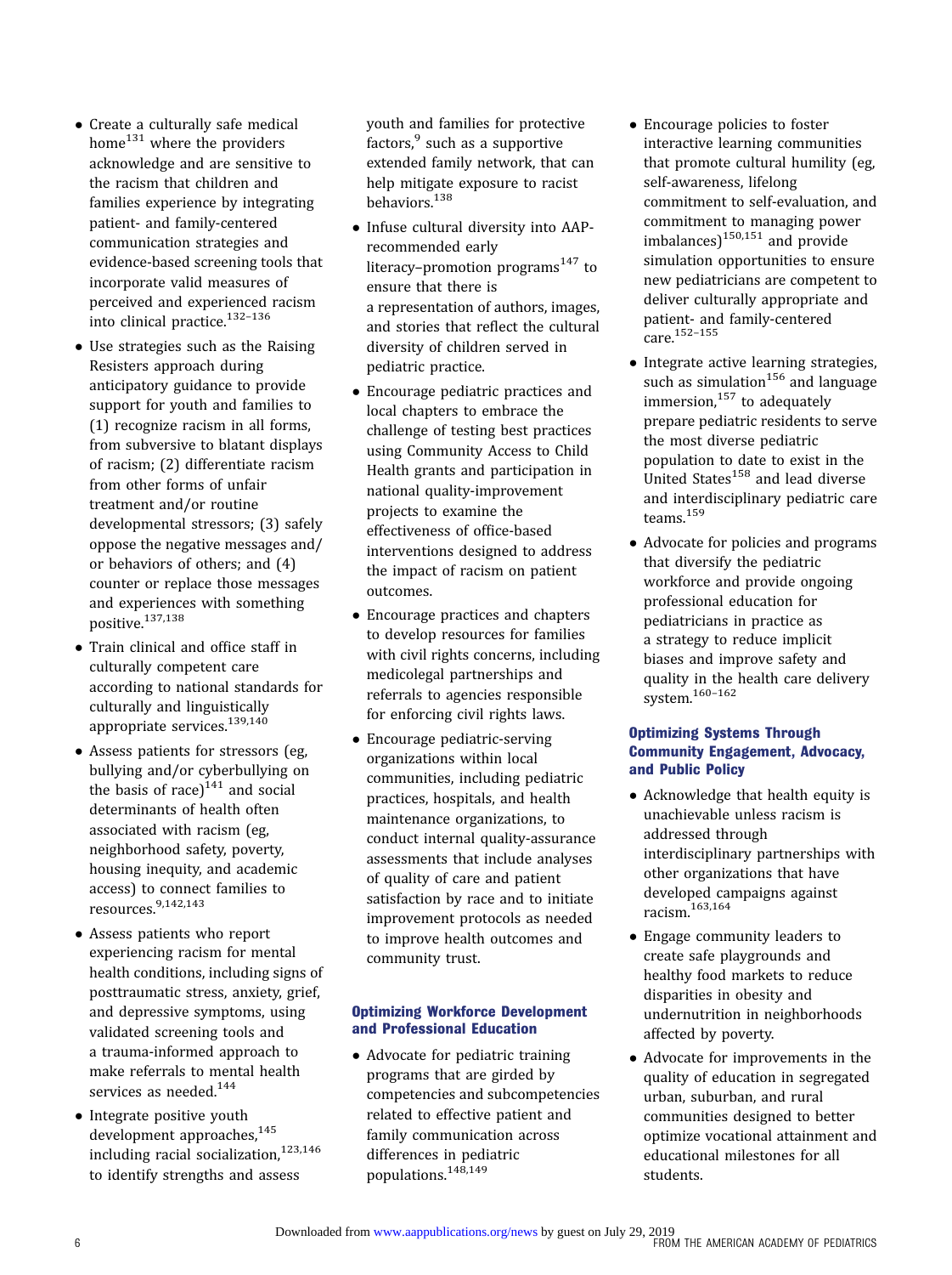- Create a culturally safe medical home[131] where the providers acknowledge and are sensitive to the racism that children and families experience by integrating patient- and family-centered communication strategies and evidence-based screening tools that incorporate valid measures of perceived and experienced racism into clinical practice.[132–136]
- Use strategies such as the Raising Resisters approach during anticipatory guidance to provide support for youth and families to (1) recognize racism in all forms, from subversive to blatant displays of racism; (2) differentiate racism from other forms of unfair treatment and/or routine developmental stressors; (3) safely oppose the negative messages and/or behaviors of others; and (4) counter or replace those messages and experiences with something positive.[137,138]
- Train clinical and office staff in culturally competent care according to national standards for culturally and linguistically appropriate services.[139,140]
- Assess patients for stressors (eg, bullying and/or cyberbullying on the basis of race)[141] and social determinants of health often associated with racism (eg, neighborhood safety, poverty, housing inequity, and academic access) to connect families to resources.[9,142,143]
- Assess patients who report experiencing racism for mental health conditions, including signs of posttraumatic stress, anxiety, grief, and depressive symptoms, using validated screening tools and a trauma-informed approach to make referrals to mental health services as needed.[144]
- Integrate positive youth development approaches,[145] including racial socialization,[123,146] to identify strengths and assess youth and families for protective factors,[9] such as a supportive extended family network, that can help mitigate exposure to racist behaviors.[138]
- Infuse cultural diversity into AAP-recommended early literacy–promotion programs[147] to ensure that there is a representation of authors, images, and stories that reflect the cultural diversity of children served in pediatric practice.
- Encourage pediatric practices and local chapters to embrace the challenge of testing best practices using Community Access to Child Health grants and participation in national quality-improvement projects to examine the effectiveness of office-based interventions designed to address the impact of racism on patient outcomes.
- Encourage practices and chapters to develop resources for families with civil rights concerns, including medicolegal partnerships and referrals to agencies responsible for enforcing civil rights laws.
- Encourage pediatric-serving organizations within local communities, including pediatric practices, hospitals, and health maintenance organizations, to conduct internal quality-assurance assessments that include analyses of quality of care and patient satisfaction by race and to initiate improvement protocols as needed to improve health outcomes and community trust.

### Optimizing Workforce Development and Professional Education

- Advocate for pediatric training programs that are girded by competencies and subcompetencies related to effective patient and family communication across differences in pediatric populations.[148,149]
- Encourage policies to foster interactive learning communities that promote cultural humility (eg, self-awareness, lifelong commitment to self-evaluation, and commitment to managing power imbalances)[150,151] and provide simulation opportunities to ensure new pediatricians are competent to deliver culturally appropriate and patient- and family-centered care.[152–155]
- Integrate active learning strategies, such as simulation[156] and language immersion,[157] to adequately prepare pediatric residents to serve the most diverse pediatric population to date to exist in the United States[158] and lead diverse and interdisciplinary pediatric care teams.[159]
- Advocate for policies and programs that diversify the pediatric workforce and provide ongoing professional education for pediatricians in practice as a strategy to reduce implicit biases and improve safety and quality in the health care delivery system.[160–162]

### Optimizing Systems Through Community Engagement, Advocacy, and Public Policy

- Acknowledge that health equity is unachievable unless racism is addressed through interdisciplinary partnerships with other organizations that have developed campaigns against racism.[163,164]
- Engage community leaders to create safe playgrounds and healthy food markets to reduce disparities in obesity and undernutrition in neighborhoods affected by poverty.
- Advocate for improvements in the quality of education in segregated urban, suburban, and rural communities designed to better optimize vocational attainment and educational milestones for all students.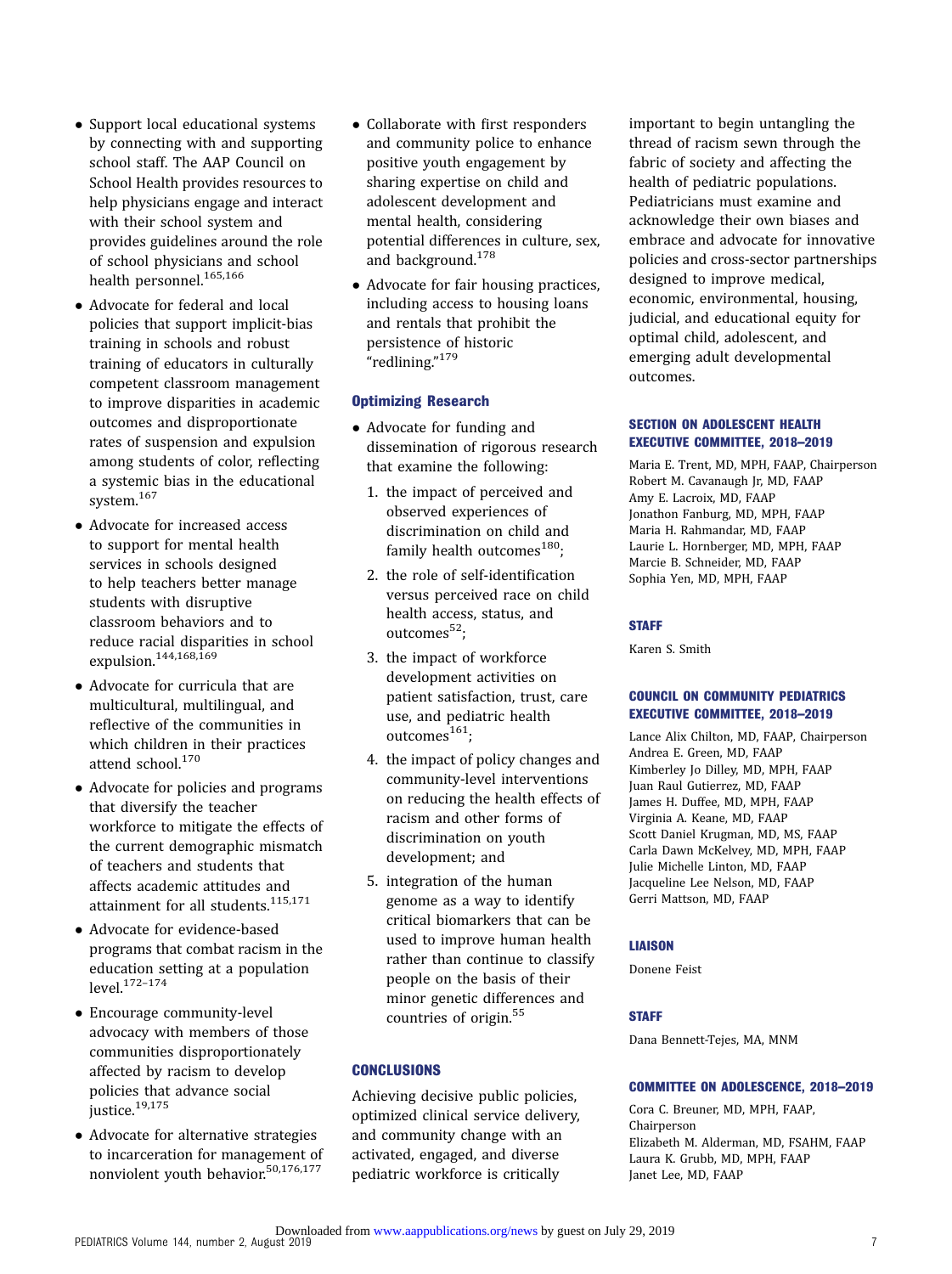- Support local educational systems by connecting with and supporting school staff. The AAP Council on School Health provides resources to help physicians engage and interact with their school system and provides guidelines around the role of school physicians and school health personnel.[165,166]
- Advocate for federal and local policies that support implicit-bias training in schools and robust training of educators in culturally competent classroom management to improve disparities in academic outcomes and disproportionate rates of suspension and expulsion among students of color, reflecting a systemic bias in the educational system.[167]
- Advocate for increased access to support for mental health services in schools designed to help teachers better manage students with disruptive classroom behaviors and to reduce racial disparities in school expulsion.[144,168,169]
- Advocate for curricula that are multicultural, multilingual, and reflective of the communities in which children in their practices attend school.[170]
- Advocate for policies and programs that diversify the teacher workforce to mitigate the effects of the current demographic mismatch of teachers and students that affects academic attitudes and attainment for all students.[115,171]
- Advocate for evidence-based programs that combat racism in the education setting at a population level.[172–174]
- Encourage community-level advocacy with members of those communities disproportionately affected by racism to develop policies that advance social justice.[19,175]
- Advocate for alternative strategies to incarceration for management of nonviolent youth behavior.[50,176,177]
- Collaborate with first responders and community police to enhance positive youth engagement by sharing expertise on child and adolescent development and mental health, considering potential differences in culture, sex, and background.[178]
- Advocate for fair housing practices, including access to housing loans and rentals that prohibit the persistence of historic "redlining."[179]

### Optimizing Research

- Advocate for funding and dissemination of rigorous research that examine the following:
  1. the impact of perceived and observed experiences of discrimination on child and family health outcomes[180];
  2. the role of self-identification versus perceived race on child health access, status, and outcomes[52];
  3. the impact of workforce development activities on patient satisfaction, trust, care use, and pediatric health outcomes[161];
  4. the impact of policy changes and community-level interventions on reducing the health effects of racism and other forms of discrimination on youth development; and
  5. integration of the human genome as a way to identify critical biomarkers that can be used to improve human health rather than continue to classify people on the basis of their minor genetic differences and countries of origin.[55]

## CONCLUSIONS

Achieving decisive public policies, optimized clinical service delivery, and community change with an activated, engaged, and diverse pediatric workforce is critically important to begin untangling the thread of racism sewn through the fabric of society and affecting the health of pediatric populations. Pediatricians must examine and acknowledge their own biases and embrace and advocate for innovative policies and cross-sector partnerships designed to improve medical, economic, environmental, housing, judicial, and educational equity for optimal child, adolescent, and emerging adult developmental outcomes.

### SECTION ON ADOLESCENT HEALTH EXECUTIVE COMMITTEE, 2018–2019

Maria E. Trent, MD, MPH, FAAP, Chairperson
Robert M. Cavanaugh Jr, MD, FAAP
Amy E. Lacroix, MD, FAAP
Jonathon Fanburg, MD, MPH, FAAP
Maria H. Rahmandar, MD, FAAP
Laurie L. Hornberger, MD, MPH, FAAP
Marcie B. Schneider, MD, FAAP
Sophia Yen, MD, MPH, FAAP

### STAFF

Karen S. Smith

### COUNCIL ON COMMUNITY PEDIATRICS EXECUTIVE COMMITTEE, 2018–2019

Lance Alix Chilton, MD, FAAP, Chairperson
Andrea E. Green, MD, FAAP
Kimberley Jo Dilley, MD, MPH, FAAP
Juan Raul Gutierrez, MD, FAAP
James H. Duffee, MD, MPH, FAAP
Virginia A. Keane, MD, FAAP
Scott Daniel Krugman, MD, MS, FAAP
Carla Dawn McKelvey, MD, MPH, FAAP
Julie Michelle Linton, MD, FAAP
Jacqueline Lee Nelson, MD, FAAP
Gerri Mattson, MD, FAAP

### LIAISON

Donene Feist

### STAFF

Dana Bennett-Tejes, MA, MNM

### COMMITTEE ON ADOLESCENCE, 2018–2019

Cora C. Breuner, MD, MPH, FAAP, Chairperson
Elizabeth M. Alderman, MD, FSAHM, FAAP
Laura K. Grubb, MD, MPH, FAAP
Janet Lee, MD, FAAP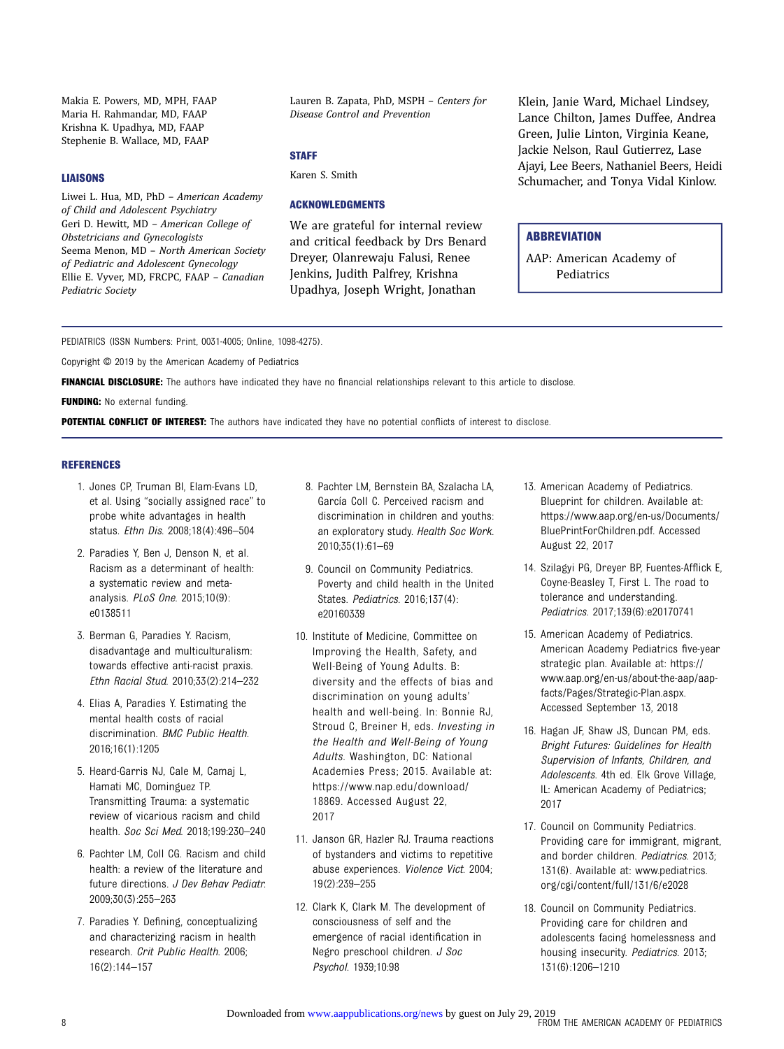Makia E. Powers, MD, MPH, FAAP
Maria H. Rahmandar, MD, FAAP
Krishna K. Upadhya, MD, FAAP
Stephenie B. Wallace, MD, FAAP

### LIAISONS

Liwei L. Hua, MD, PhD – *American Academy of Child and Adolescent Psychiatry*
Geri D. Hewitt, MD – *American College of Obstetricians and Gynecologists*
Seema Menon, MD – *North American Society of Pediatric and Adolescent Gynecology*
Ellie E. Vyver, MD, FRCPC, FAAP – *Canadian Pediatric Society*
Lauren B. Zapata, PhD, MSPH – *Centers for Disease Control and Prevention*

### STAFF

Karen S. Smith

### ACKNOWLEDGMENTS

We are grateful for internal review and critical feedback by Drs Benard Dreyer, Olanrewaju Falusi, Renee Jenkins, Judith Palfrey, Krishna Upadhya, Joseph Wright, Jonathan Klein, Janie Ward, Michael Lindsey, Lance Chilton, James Duffee, Andrea Green, Julie Linton, Virginia Keane, Jackie Nelson, Raul Gutierrez, Lase Ajayi, Lee Beers, Nathaniel Beers, Heidi Schumacher, and Tonya Vidal Kinlow.

### ABBREVIATION

AAP: American Academy of Pediatrics

PEDIATRICS (ISSN Numbers: Print, 0031-4005; Online, 1098-4275).

Copyright © 2019 by the American Academy of Pediatrics

**FINANCIAL DISCLOSURE:** The authors have indicated they have no financial relationships relevant to this article to disclose.

**FUNDING:** No external funding.

**POTENTIAL CONFLICT OF INTEREST:** The authors have indicated they have no potential conflicts of interest to disclose.

### REFERENCES

1. Jones CP, Truman BI, Elam-Evans LD, et al. Using "socially assigned race" to probe white advantages in health status. *Ethn Dis*. 2008;18(4):496–504
2. Paradies Y, Ben J, Denson N, et al. Racism as a determinant of health: a systematic review and meta-analysis. *PLoS One*. 2015;10(9): e0138511
3. Berman G, Paradies Y. Racism, disadvantage and multiculturalism: towards effective anti-racist praxis. *Ethn Racial Stud*. 2010;33(2):214–232
4. Elias A, Paradies Y. Estimating the mental health costs of racial discrimination. *BMC Public Health*. 2016;16(1):1205
5. Heard-Garris NJ, Cale M, Camaj L, Hamati MC, Dominguez TP. Transmitting Trauma: a systematic review of vicarious racism and child health. *Soc Sci Med*. 2018;199:230–240
6. Pachter LM, Coll CG. Racism and child health: a review of the literature and future directions. *J Dev Behav Pediatr*. 2009;30(3):255–263
7. Paradies Y. Defining, conceptualizing and characterizing racism in health research. *Crit Public Health*. 2006; 16(2):144–157
8. Pachter LM, Bernstein BA, Szalacha LA, García Coll C. Perceived racism and discrimination in children and youths: an exploratory study. *Health Soc Work*. 2010;35(1):61–69
9. Council on Community Pediatrics. Poverty and child health in the United States. *Pediatrics*. 2016;137(4): e20160339
10. Institute of Medicine, Committee on Improving the Health, Safety, and Well-Being of Young Adults. B: diversity and the effects of bias and discrimination on young adults' health and well-being. In: Bonnie RJ, Stroud C, Breiner H, eds. *Investing in the Health and Well-Being of Young Adults*. Washington, DC: National Academies Press; 2015. Available at: https://www.nap.edu/download/18869. Accessed August 22, 2017
11. Janson GR, Hazler RJ. Trauma reactions of bystanders and victims to repetitive abuse experiences. *Violence Vict*. 2004; 19(2):239–255
12. Clark K, Clark M. The development of consciousness of self and the emergence of racial identification in Negro preschool children. *J Soc Psychol*. 1939;10:98
13. American Academy of Pediatrics. Blueprint for children. Available at: https://www.aap.org/en-us/Documents/BluePrintForChildren.pdf. Accessed August 22, 2017
14. Szilagyi PG, Dreyer BP, Fuentes-Afflick E, Coyne-Beasley T, First L. The road to tolerance and understanding. *Pediatrics*. 2017;139(6):e20170741
15. American Academy of Pediatrics. American Academy Pediatrics five-year strategic plan. Available at: https://www.aap.org/en-us/about-the-aap/aap-facts/Pages/Strategic-Plan.aspx. Accessed September 13, 2018
16. Hagan JF, Shaw JS, Duncan PM, eds. *Bright Futures: Guidelines for Health Supervision of Infants, Children, and Adolescents*. 4th ed. Elk Grove Village, IL: American Academy of Pediatrics; 2017
17. Council on Community Pediatrics. Providing care for immigrant, migrant, and border children. *Pediatrics*. 2013; 131(6). Available at: www.pediatrics.org/cgi/content/full/131/6/e2028
18. Council on Community Pediatrics. Providing care for children and adolescents facing homelessness and housing insecurity. *Pediatrics*. 2013; 131(6):1206–1210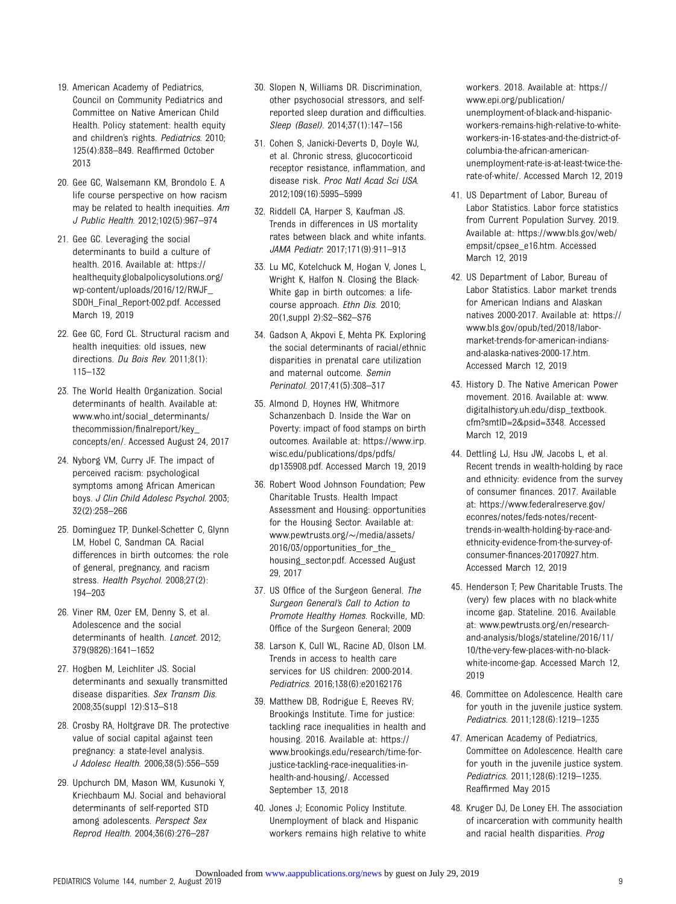19. American Academy of Pediatrics, Council on Community Pediatrics and Committee on Native American Child Health. Policy statement: health equity and children's rights. *Pediatrics*. 2010; 125(4):838–849. Reaffirmed October 2013

20. Gee GC, Walsemann KM, Brondolo E. A life course perspective on how racism may be related to health inequities. *Am J Public Health*. 2012;102(5):967–974

21. Gee GC. Leveraging the social determinants to build a culture of health. 2016. Available at: https://healthequity.globalpolicysolutions.org/wp-content/uploads/2016/12/RWJF_SDOH_Final_Report-002.pdf. Accessed March 19, 2019

22. Gee GC, Ford CL. Structural racism and health inequities: old issues, new directions. *Du Bois Rev*. 2011;8(1): 115–132

23. The World Health Organization. Social determinants of health. Available at: www.who.int/social_determinants/thecommission/finalreport/key_concepts/en/. Accessed August 24, 2017

24. Nyborg VM, Curry JF. The impact of perceived racism: psychological symptoms among African American boys. *J Clin Child Adolesc Psychol*. 2003; 32(2):258–266

25. Dominguez TP, Dunkel-Schetter C, Glynn LM, Hobel C, Sandman CA. Racial differences in birth outcomes: the role of general, pregnancy, and racism stress. *Health Psychol*. 2008;27(2): 194–203

26. Viner RM, Ozer EM, Denny S, et al. Adolescence and the social determinants of health. *Lancet*. 2012; 379(9826):1641–1652

27. Hogben M, Leichliter JS. Social determinants and sexually transmitted disease disparities. *Sex Transm Dis*. 2008;35(suppl 12):S13–S18

28. Crosby RA, Holtgrave DR. The protective value of social capital against teen pregnancy: a state-level analysis. *J Adolesc Health*. 2006;38(5):556–559

29. Upchurch DM, Mason WM, Kusunoki Y, Kriechbaum MJ. Social and behavioral determinants of self-reported STD among adolescents. *Perspect Sex Reprod Health*. 2004;36(6):276–287

30. Slopen N, Williams DR. Discrimination, other psychosocial stressors, and self-reported sleep duration and difficulties. *Sleep (Basel)*. 2014;37(1):147–156

31. Cohen S, Janicki-Deverts D, Doyle WJ, et al. Chronic stress, glucocorticoid receptor resistance, inflammation, and disease risk. *Proc Natl Acad Sci USA*. 2012;109(16):5995–5999

32. Riddell CA, Harper S, Kaufman JS. Trends in differences in US mortality rates between black and white infants. *JAMA Pediatr*. 2017;171(9):911–913

33. Lu MC, Kotelchuck M, Hogan V, Jones L, Wright K, Halfon N. Closing the Black-White gap in birth outcomes: a life-course approach. *Ethn Dis*. 2010; 20(1,suppl 2):S2–S62–S76

34. Gadson A, Akpovi E, Mehta PK. Exploring the social determinants of racial/ethnic disparities in prenatal care utilization and maternal outcome. *Semin Perinatol*. 2017;41(5):308–317

35. Almond D, Hoynes HW, Whitmore Schanzenbach D. Inside the War on Poverty: impact of food stamps on birth outcomes. Available at: https://www.irp.wisc.edu/publications/dps/pdfs/dp135908.pdf. Accessed March 19, 2019

36. Robert Wood Johnson Foundation; Pew Charitable Trusts. Health Impact Assessment and Housing: opportunities for the Housing Sector. Available at: www.pewtrusts.org/~/media/assets/2016/03/opportunities_for_the_housing_sector.pdf. Accessed August 29, 2017

37. US Office of the Surgeon General. *The Surgeon General's Call to Action to Promote Healthy Homes*. Rockville, MD: Office of the Surgeon General; 2009

38. Larson K, Cull WL, Racine AD, Olson LM. Trends in access to health care services for US children: 2000-2014. *Pediatrics*. 2016;138(6):e20162176

39. Matthew DB, Rodrigue E, Reeves RV; Brookings Institute. Time for justice: tackling race inequalities in health and housing. 2016. Available at: https://www.brookings.edu/research/time-for-justice-tackling-race-inequalities-in-health-and-housing/. Accessed September 13, 2018

40. Jones J; Economic Policy Institute. Unemployment of black and Hispanic workers remains high relative to white workers. 2018. Available at: https://www.epi.org/publication/unemployment-of-black-and-hispanic-workers-remains-high-relative-to-white-workers-in-16-states-and-the-district-of-columbia-the-african-american-unemployment-rate-is-at-least-twice-the-rate-of-white/. Accessed March 12, 2019

41. US Department of Labor, Bureau of Labor Statistics. Labor force statistics from Current Population Survey. 2019. Available at: https://www.bls.gov/web/empsit/cpsee_e16.htm. Accessed March 12, 2019

42. US Department of Labor, Bureau of Labor Statistics. Labor market trends for American Indians and Alaskan natives 2000-2017. Available at: https://www.bls.gov/opub/ted/2018/labor-market-trends-for-american-indians-and-alaska-natives-2000-17.htm. Accessed March 12, 2019

43. History D. The Native American Power movement. 2016. Available at: www.digitalhistory.uh.edu/disp_textbook.cfm?smtID=2&psid=3348. Accessed March 12, 2019

44. Dettling LJ, Hsu JW, Jacobs L, et al. Recent trends in wealth-holding by race and ethnicity: evidence from the survey of consumer finances. 2017. Available at: https://www.federalreserve.gov/econres/notes/feds-notes/recent-trends-in-wealth-holding-by-race-and-ethnicity-evidence-from-the-survey-of-consumer-finances-20170927.htm. Accessed March 12, 2019

45. Henderson T; Pew Charitable Trusts. The (very) few places with no black-white income gap. Stateline. 2016. Available at: www.pewtrusts.org/en/research-and-analysis/blogs/stateline/2016/11/10/the-very-few-places-with-no-black-white-income-gap. Accessed March 12, 2019

46. Committee on Adolescence. Health care for youth in the juvenile justice system. *Pediatrics*. 2011;128(6):1219–1235

47. American Academy of Pediatrics, Committee on Adolescence. Health care for youth in the juvenile justice system. *Pediatrics*. 2011;128(6):1219–1235. Reaffirmed May 2015

48. Kruger DJ, De Loney EH. The association of incarceration with community health and racial health disparities. *Prog*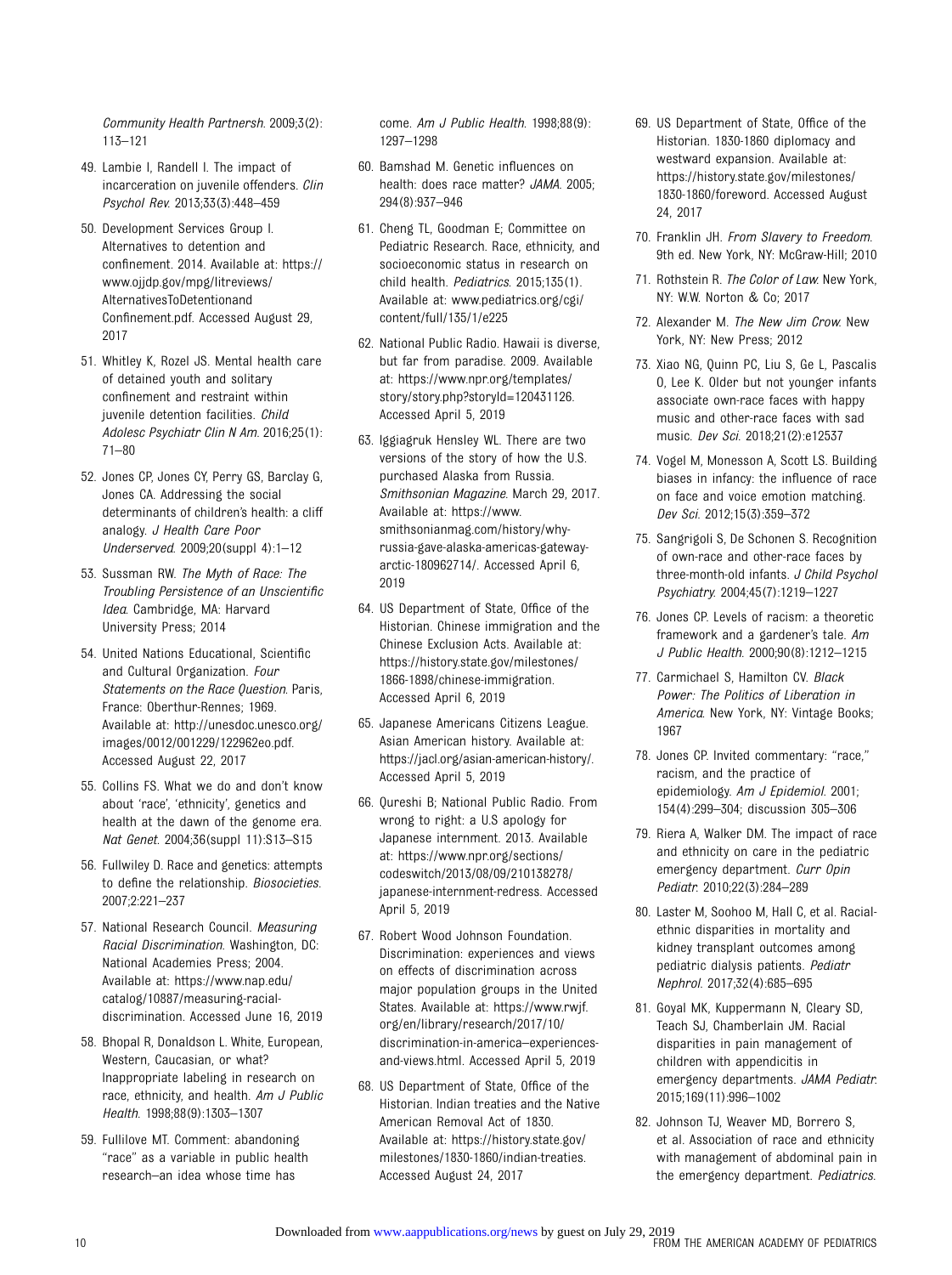*Community Health Partnersh*. 2009;3(2): 113–121

49. Lambie I, Randell I. The impact of incarceration on juvenile offenders. *Clin Psychol Rev*. 2013;33(3):448–459

50. Development Services Group I. Alternatives to detention and confinement. 2014. Available at: https://www.ojjdp.gov/mpg/litreviews/AlternativesToDetentionandConfinement.pdf. Accessed August 29, 2017

51. Whitley K, Rozel JS. Mental health care of detained youth and solitary confinement and restraint within juvenile detention facilities. *Child Adolesc Psychiatr Clin N Am*. 2016;25(1): 71–80

52. Jones CP, Jones CY, Perry GS, Barclay G, Jones CA. Addressing the social determinants of children's health: a cliff analogy. *J Health Care Poor Underserved*. 2009;20(suppl 4):1–12

53. Sussman RW. *The Myth of Race: The Troubling Persistence of an Unscientific Idea*. Cambridge, MA: Harvard University Press; 2014

54. United Nations Educational, Scientific and Cultural Organization. *Four Statements on the Race Question*. Paris, France: Oberthur-Rennes; 1969. Available at: http://unesdoc.unesco.org/images/0012/001229/122962eo.pdf. Accessed August 22, 2017

55. Collins FS. What we do and don't know about 'race', 'ethnicity', genetics and health at the dawn of the genome era. *Nat Genet*. 2004;36(suppl 11):S13–S15

56. Fullwiley D. Race and genetics: attempts to define the relationship. *Biosocieties*. 2007;2:221–237

57. National Research Council. *Measuring Racial Discrimination*. Washington, DC: National Academies Press; 2004. Available at: https://www.nap.edu/catalog/10887/measuring-racial-discrimination. Accessed June 16, 2019

58. Bhopal R, Donaldson L. White, European, Western, Caucasian, or what? Inappropriate labeling in research on race, ethnicity, and health. *Am J Public Health*. 1998;88(9):1303–1307

59. Fullilove MT. Comment: abandoning "race" as a variable in public health research–an idea whose time has come. *Am J Public Health*. 1998;88(9): 1297–1298

60. Bamshad M. Genetic influences on health: does race matter? *JAMA*. 2005; 294(8):937–946

61. Cheng TL, Goodman E; Committee on Pediatric Research. Race, ethnicity, and socioeconomic status in research on child health. *Pediatrics*. 2015;135(1). Available at: www.pediatrics.org/cgi/content/full/135/1/e225

62. National Public Radio. Hawaii is diverse, but far from paradise. 2009. Available at: https://www.npr.org/templates/story/story.php?storyId=120431126. Accessed April 5, 2019

63. Iggiagruk Hensley WL. There are two versions of the story of how the U.S. purchased Alaska from Russia. *Smithsonian Magazine*. March 29, 2017. Available at: https://www.smithsonianmag.com/history/why-russia-gave-alaska-americas-gateway-arctic-180962714/. Accessed April 6, 2019

64. US Department of State, Office of the Historian. Chinese immigration and the Chinese Exclusion Acts. Available at: https://history.state.gov/milestones/1866-1898/chinese-immigration. Accessed April 6, 2019

65. Japanese Americans Citizens League. Asian American history. Available at: https://jacl.org/asian-american-history/. Accessed April 5, 2019

66. Qureshi B; National Public Radio. From wrong to right: a U.S apology for Japanese internment. 2013. Available at: https://www.npr.org/sections/codeswitch/2013/08/09/210138278/japanese-internment-redress. Accessed April 5, 2019

67. Robert Wood Johnson Foundation. Discrimination: experiences and views on effects of discrimination across major population groups in the United States. Available at: https://www.rwjf.org/en/library/research/2017/10/discrimination-in-america--experiences-and-views.html. Accessed April 5, 2019

68. US Department of State, Office of the Historian. Indian treaties and the Native American Removal Act of 1830. Available at: https://history.state.gov/milestones/1830-1860/indian-treaties. Accessed August 24, 2017

69. US Department of State, Office of the Historian. 1830-1860 diplomacy and westward expansion. Available at: https://history.state.gov/milestones/1830-1860/foreword. Accessed August 24, 2017

70. Franklin JH. *From Slavery to Freedom*. 9th ed. New York, NY: McGraw-Hill; 2010

71. Rothstein R. *The Color of Law*. New York, NY: W.W. Norton & Co; 2017

72. Alexander M. *The New Jim Crow*. New York, NY: New Press; 2012

73. Xiao NG, Quinn PC, Liu S, Ge L, Pascalis O, Lee K. Older but not younger infants associate own-race faces with happy music and other-race faces with sad music. *Dev Sci*. 2018;21(2):e12537

74. Vogel M, Monesson A, Scott LS. Building biases in infancy: the influence of race on face and voice emotion matching. *Dev Sci*. 2012;15(3):359–372

75. Sangrigoli S, De Schonen S. Recognition of own-race and other-race faces by three-month-old infants. *J Child Psychol Psychiatry*. 2004;45(7):1219–1227

76. Jones CP. Levels of racism: a theoretic framework and a gardener's tale. *Am J Public Health*. 2000;90(8):1212–1215

77. Carmichael S, Hamilton CV. *Black Power: The Politics of Liberation in America*. New York, NY: Vintage Books; 1967

78. Jones CP. Invited commentary: "race," racism, and the practice of epidemiology. *Am J Epidemiol*. 2001; 154(4):299–304; discussion 305–306

79. Riera A, Walker DM. The impact of race and ethnicity on care in the pediatric emergency department. *Curr Opin Pediatr*. 2010;22(3):284–289

80. Laster M, Soohoo M, Hall C, et al. Racial-ethnic disparities in mortality and kidney transplant outcomes among pediatric dialysis patients. *Pediatr Nephrol*. 2017;32(4):685–695

81. Goyal MK, Kuppermann N, Cleary SD, Teach SJ, Chamberlain JM. Racial disparities in pain management of children with appendicitis in emergency departments. *JAMA Pediatr*. 2015;169(11):996–1002

82. Johnson TJ, Weaver MD, Borrero S, et al. Association of race and ethnicity with management of abdominal pain in the emergency department. *Pediatrics*.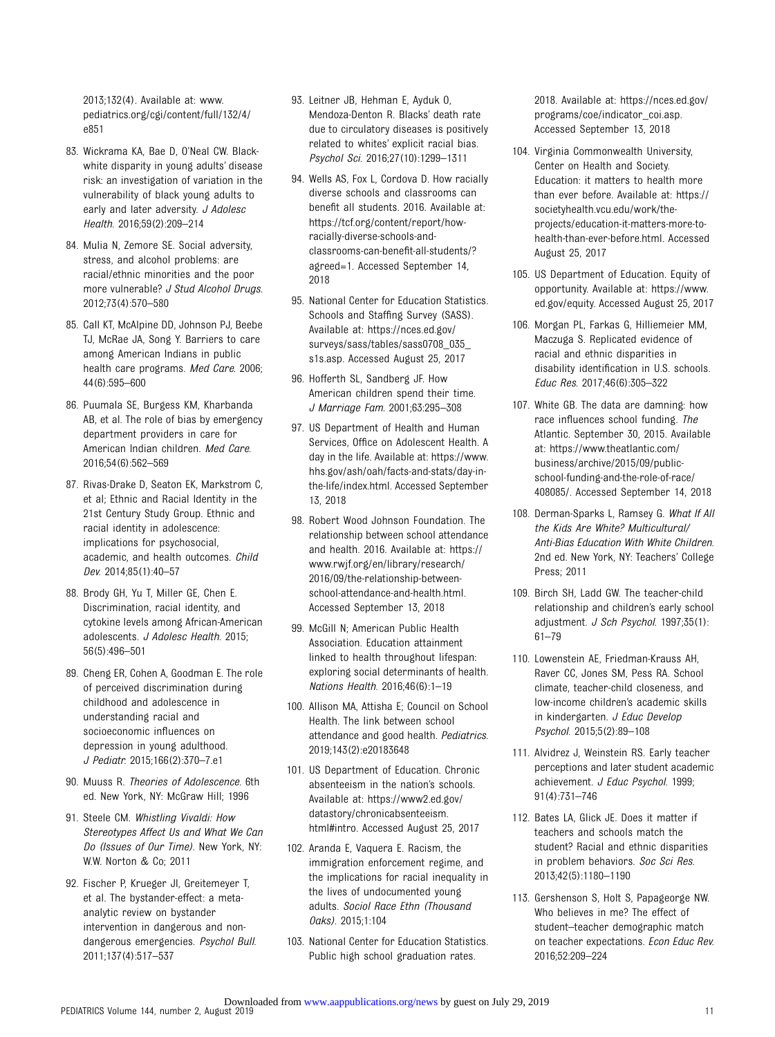2013;132(4). Available at: www.pediatrics.org/cgi/content/full/132/4/e851

83. Wickrama KA, Bae D, O'Neal CW. Black-white disparity in young adults' disease risk: an investigation of variation in the vulnerability of black young adults to early and later adversity. *J Adolesc Health*. 2016;59(2):209–214

84. Mulia N, Zemore SE. Social adversity, stress, and alcohol problems: are racial/ethnic minorities and the poor more vulnerable? *J Stud Alcohol Drugs*. 2012;73(4):570–580

85. Call KT, McAlpine DD, Johnson PJ, Beebe TJ, McRae JA, Song Y. Barriers to care among American Indians in public health care programs. *Med Care*. 2006;44(6):595–600

86. Puumala SE, Burgess KM, Kharbanda AB, et al. The role of bias by emergency department providers in care for American Indian children. *Med Care*. 2016;54(6):562–569

87. Rivas-Drake D, Seaton EK, Markstrom C, et al; Ethnic and Racial Identity in the 21st Century Study Group. Ethnic and racial identity in adolescence: implications for psychosocial, academic, and health outcomes. *Child Dev*. 2014;85(1):40–57

88. Brody GH, Yu T, Miller GE, Chen E. Discrimination, racial identity, and cytokine levels among African-American adolescents. *J Adolesc Health*. 2015;56(5):496–501

89. Cheng ER, Cohen A, Goodman E. The role of perceived discrimination during childhood and adolescence in understanding racial and socioeconomic influences on depression in young adulthood. *J Pediatr*. 2015;166(2):370–7.e1

90. Muuss R. *Theories of Adolescence*. 6th ed. New York, NY: McGraw Hill; 1996

91. Steele CM. *Whistling Vivaldi: How Stereotypes Affect Us and What We Can Do (Issues of Our Time)*. New York, NY: W.W. Norton & Co; 2011

92. Fischer P, Krueger JI, Greitemeyer T, et al. The bystander-effect: a meta-analytic review on bystander intervention in dangerous and non-dangerous emergencies. *Psychol Bull*. 2011;137(4):517–537

93. Leitner JB, Hehman E, Ayduk O, Mendoza-Denton R. Blacks' death rate due to circulatory diseases is positively related to whites' explicit racial bias. *Psychol Sci*. 2016;27(10):1299–1311

94. Wells AS, Fox L, Cordova D. How racially diverse schools and classrooms can benefit all students. 2016. Available at: https://tcf.org/content/report/how-racially-diverse-schools-and-classrooms-can-benefit-all-students/?agreed=1. Accessed September 14, 2018

95. National Center for Education Statistics. Schools and Staffing Survey (SASS). Available at: https://nces.ed.gov/surveys/sass/tables/sass0708_035_s1s.asp. Accessed August 25, 2017

96. Hofferth SL, Sandberg JF. How American children spend their time. *J Marriage Fam*. 2001;63:295–308

97. US Department of Health and Human Services, Office on Adolescent Health. A day in the life. Available at: https://www.hhs.gov/ash/oah/facts-and-stats/day-in-the-life/index.html. Accessed September 13, 2018

98. Robert Wood Johnson Foundation. The relationship between school attendance and health. 2016. Available at: https://www.rwjf.org/en/library/research/2016/09/the-relationship-between-school-attendance-and-health.html. Accessed September 13, 2018

99. McGill N; American Public Health Association. Education attainment linked to health throughout lifespan: exploring social determinants of health. *Nations Health*. 2016;46(6):1–19

100. Allison MA, Attisha E; Council on School Health. The link between school attendance and good health. *Pediatrics*. 2019;143(2):e20183648

101. US Department of Education. Chronic absenteeism in the nation's schools. Available at: https://www2.ed.gov/datastory/chronicabsenteeism.html#intro. Accessed August 25, 2017

102. Aranda E, Vaquera E. Racism, the immigration enforcement regime, and the implications for racial inequality in the lives of undocumented young adults. *Sociol Race Ethn (Thousand Oaks)*. 2015;1:104

103. National Center for Education Statistics. Public high school graduation rates. 2018. Available at: https://nces.ed.gov/programs/coe/indicator_coi.asp. Accessed September 13, 2018

104. Virginia Commonwealth University, Center on Health and Society. Education: it matters to health more than ever before. Available at: https://societyhealth.vcu.edu/work/the-projects/education-it-matters-more-to-health-than-ever-before.html. Accessed August 25, 2017

105. US Department of Education. Equity of opportunity. Available at: https://www.ed.gov/equity. Accessed August 25, 2017

106. Morgan PL, Farkas G, Hilliemeier MM, Maczuga S. Replicated evidence of racial and ethnic disparities in disability identification in U.S. schools. *Educ Res*. 2017;46(6):305–322

107. White GB. The data are damning: how race influences school funding. *The* Atlantic. September 30, 2015. Available at: https://www.theatlantic.com/business/archive/2015/09/public-school-funding-and-the-role-of-race/408085/. Accessed September 14, 2018

108. Derman-Sparks L, Ramsey G. *What If All the Kids Are White? Multicultural/Anti-Bias Education With White Children*. 2nd ed. New York, NY: Teachers' College Press; 2011

109. Birch SH, Ladd GW. The teacher-child relationship and children's early school adjustment. *J Sch Psychol*. 1997;35(1):61–79

110. Lowenstein AE, Friedman-Krauss AH, Raver CC, Jones SM, Pess RA. School climate, teacher-child closeness, and low-income children's academic skills in kindergarten. *J Educ Develop Psychol*. 2015;5(2):89–108

111. Alvidrez J, Weinstein RS. Early teacher perceptions and later student academic achievement. *J Educ Psychol*. 1999;91(4):731–746

112. Bates LA, Glick JE. Does it matter if teachers and schools match the student? Racial and ethnic disparities in problem behaviors. *Soc Sci Res*. 2013;42(5):1180–1190

113. Gershenson S, Holt S, Papageorge NW. Who believes in me? The effect of student–teacher demographic match on teacher expectations. *Econ Educ Rev*. 2016;52:209–224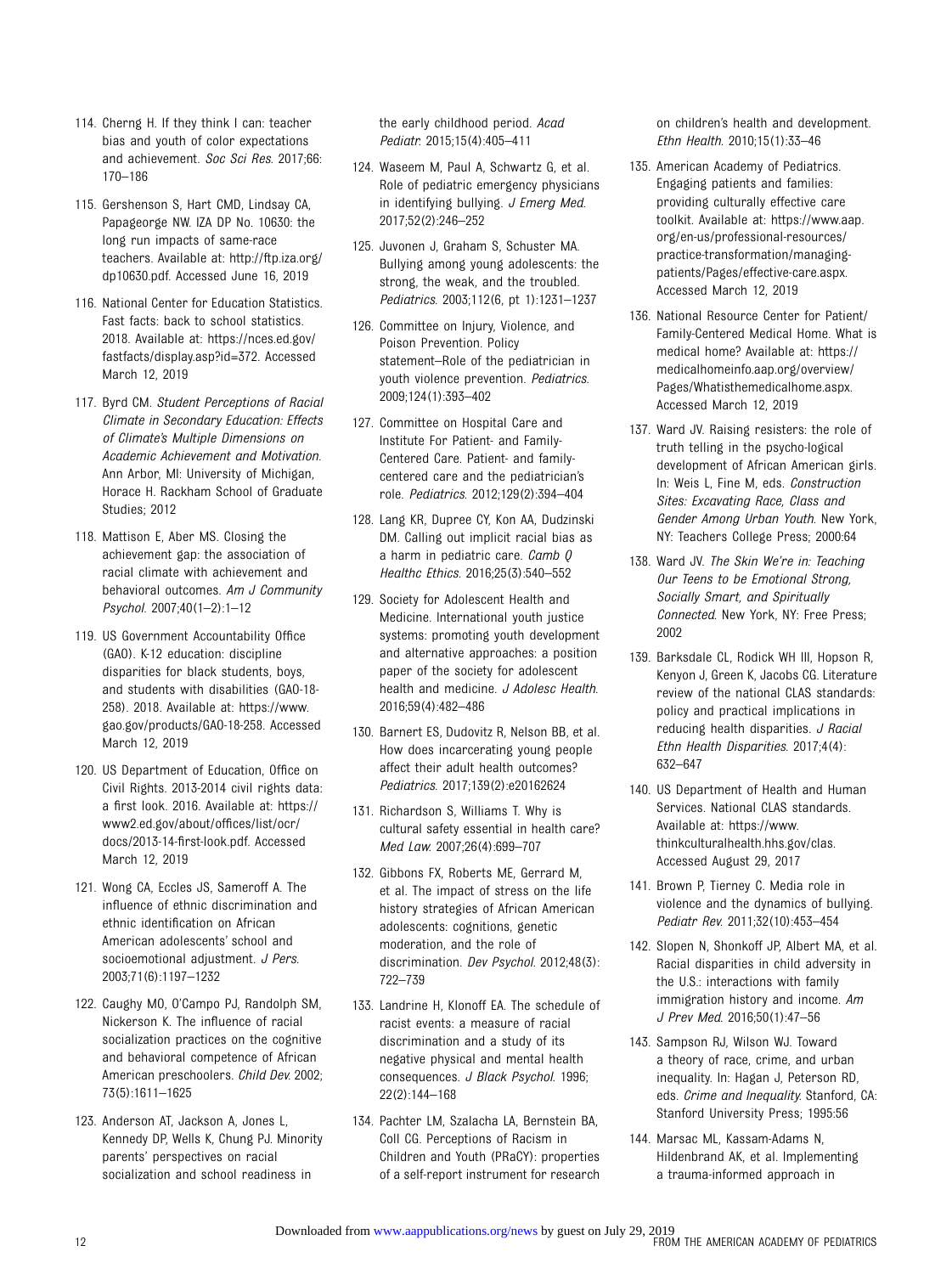114. Cherng H. If they think I can: teacher bias and youth of color expectations and achievement. *Soc Sci Res*. 2017;66: 170–186

115. Gershenson S, Hart CMD, Lindsay CA, Papageorge NW. IZA DP No. 10630: the long run impacts of same-race teachers. Available at: http://ftp.iza.org/dp10630.pdf. Accessed June 16, 2019

116. National Center for Education Statistics. Fast facts: back to school statistics. 2018. Available at: https://nces.ed.gov/fastfacts/display.asp?id=372. Accessed March 12, 2019

117. Byrd CM. *Student Perceptions of Racial Climate in Secondary Education: Effects of Climate's Multiple Dimensions on Academic Achievement and Motivation*. Ann Arbor, MI: University of Michigan, Horace H. Rackham School of Graduate Studies; 2012

118. Mattison E, Aber MS. Closing the achievement gap: the association of racial climate with achievement and behavioral outcomes. *Am J Community Psychol*. 2007;40(1–2):1–12

119. US Government Accountability Office (GAO). K-12 education: discipline disparities for black students, boys, and students with disabilities (GAO-18-258). 2018. Available at: https://www.gao.gov/products/GAO-18-258. Accessed March 12, 2019

120. US Department of Education, Office on Civil Rights. 2013-2014 civil rights data: a first look. 2016. Available at: https://www2.ed.gov/about/offices/list/ocr/docs/2013-14-first-look.pdf. Accessed March 12, 2019

121. Wong CA, Eccles JS, Sameroff A. The influence of ethnic discrimination and ethnic identification on African American adolescents' school and socioemotional adjustment. *J Pers*. 2003;71(6):1197–1232

122. Caughy MO, O'Campo PJ, Randolph SM, Nickerson K. The influence of racial socialization practices on the cognitive and behavioral competence of African American preschoolers. *Child Dev*. 2002; 73(5):1611–1625

123. Anderson AT, Jackson A, Jones L, Kennedy DP, Wells K, Chung PJ. Minority parents' perspectives on racial socialization and school readiness in the early childhood period. *Acad Pediatr*. 2015;15(4):405–411

124. Waseem M, Paul A, Schwartz G, et al. Role of pediatric emergency physicians in identifying bullying. *J Emerg Med*. 2017;52(2):246–252

125. Juvonen J, Graham S, Schuster MA. Bullying among young adolescents: the strong, the weak, and the troubled. *Pediatrics*. 2003;112(6, pt 1):1231–1237

126. Committee on Injury, Violence, and Poison Prevention. Policy statement–Role of the pediatrician in youth violence prevention. *Pediatrics*. 2009;124(1):393–402

127. Committee on Hospital Care and Institute For Patient- and Family-Centered Care. Patient- and family-centered care and the pediatrician's role. *Pediatrics*. 2012;129(2):394–404

128. Lang KR, Dupree CY, Kon AA, Dudzinski DM. Calling out implicit racial bias as a harm in pediatric care. *Camb Q Healthc Ethics*. 2016;25(3):540–552

129. Society for Adolescent Health and Medicine. International youth justice systems: promoting youth development and alternative approaches: a position paper of the society for adolescent health and medicine. *J Adolesc Health*. 2016;59(4):482–486

130. Barnert ES, Dudovitz R, Nelson BB, et al. How does incarcerating young people affect their adult health outcomes? *Pediatrics*. 2017;139(2):e20162624

131. Richardson S, Williams T. Why is cultural safety essential in health care? *Med Law*. 2007;26(4):699–707

132. Gibbons FX, Roberts ME, Gerrard M, et al. The impact of stress on the life history strategies of African American adolescents: cognitions, genetic moderation, and the role of discrimination. *Dev Psychol*. 2012;48(3): 722–739

133. Landrine H, Klonoff EA. The schedule of racist events: a measure of racial discrimination and a study of its negative physical and mental health consequences. *J Black Psychol*. 1996; 22(2):144–168

134. Pachter LM, Szalacha LA, Bernstein BA, Coll CG. Perceptions of Racism in Children and Youth (PRaCY): properties of a self-report instrument for research on children's health and development. *Ethn Health*. 2010;15(1):33–46

135. American Academy of Pediatrics. Engaging patients and families: providing culturally effective care toolkit. Available at: https://www.aap.org/en-us/professional-resources/practice-transformation/managing-patients/Pages/effective-care.aspx. Accessed March 12, 2019

136. National Resource Center for Patient/Family-Centered Medical Home. What is medical home? Available at: https://medicalhomeinfo.aap.org/overview/Pages/Whatisthemedicalhome.aspx. Accessed March 12, 2019

137. Ward JV. Raising resisters: the role of truth telling in the psycho-logical development of African American girls. In: Weis L, Fine M, eds. *Construction Sites: Excavating Race, Class and Gender Among Urban Youth*. New York, NY: Teachers College Press; 2000:64

138. Ward JV. *The Skin We're in: Teaching Our Teens to be Emotional Strong, Socially Smart, and Spiritually Connected*. New York, NY: Free Press; 2002

139. Barksdale CL, Rodick WH III, Hopson R, Kenyon J, Green K, Jacobs CG. Literature review of the national CLAS standards: policy and practical implications in reducing health disparities. *J Racial Ethn Health Disparities*. 2017;4(4): 632–647

140. US Department of Health and Human Services. National CLAS standards. Available at: https://www.thinkculturalhealth.hhs.gov/clas. Accessed August 29, 2017

141. Brown P, Tierney C. Media role in violence and the dynamics of bullying. *Pediatr Rev*. 2011;32(10):453–454

142. Slopen N, Shonkoff JP, Albert MA, et al. Racial disparities in child adversity in the U.S.: interactions with family immigration history and income. *Am J Prev Med*. 2016;50(1):47–56

143. Sampson RJ, Wilson WJ. Toward a theory of race, crime, and urban inequality. In: Hagan J, Peterson RD, eds. *Crime and Inequality*. Stanford, CA: Stanford University Press; 1995:56

144. Marsac ML, Kassam-Adams N, Hildenbrand AK, et al. Implementing a trauma-informed approach in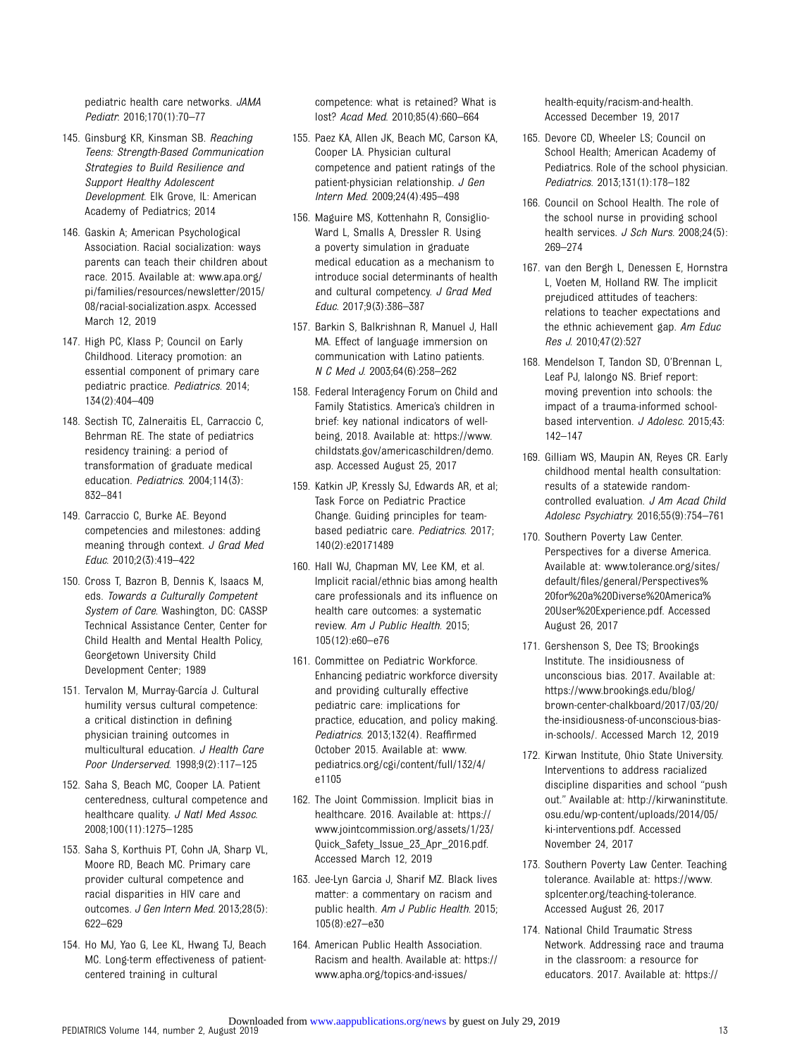pediatric health care networks. *JAMA Pediatr.* 2016;170(1):70–77

145. Ginsburg KR, Kinsman SB. *Reaching Teens: Strength-Based Communication Strategies to Build Resilience and Support Healthy Adolescent Development*. Elk Grove, IL: American Academy of Pediatrics; 2014

146. Gaskin A; American Psychological Association. Racial socialization: ways parents can teach their children about race. 2015. Available at: www.apa.org/pi/families/resources/newsletter/2015/08/racial-socialization.aspx. Accessed March 12, 2019

147. High PC, Klass P; Council on Early Childhood. Literacy promotion: an essential component of primary care pediatric practice. *Pediatrics.* 2014;134(2):404–409

148. Sectish TC, Zalneraitis EL, Carraccio C, Behrman RE. The state of pediatrics residency training: a period of transformation of graduate medical education. *Pediatrics.* 2004;114(3):832–841

149. Carraccio C, Burke AE. Beyond competencies and milestones: adding meaning through context. *J Grad Med Educ.* 2010;2(3):419–422

150. Cross T, Bazron B, Dennis K, Isaacs M, eds. *Towards a Culturally Competent System of Care*. Washington, DC: CASSP Technical Assistance Center, Center for Child Health and Mental Health Policy, Georgetown University Child Development Center; 1989

151. Tervalon M, Murray-García J. Cultural humility versus cultural competence: a critical distinction in defining physician training outcomes in multicultural education. *J Health Care Poor Underserved.* 1998;9(2):117–125

152. Saha S, Beach MC, Cooper LA. Patient centeredness, cultural competence and healthcare quality. *J Natl Med Assoc.* 2008;100(11):1275–1285

153. Saha S, Korthuis PT, Cohn JA, Sharp VL, Moore RD, Beach MC. Primary care provider cultural competence and racial disparities in HIV care and outcomes. *J Gen Intern Med.* 2013;28(5):622–629

154. Ho MJ, Yao G, Lee KL, Hwang TJ, Beach MC. Long-term effectiveness of patient-centered training in cultural competence: what is retained? What is lost? *Acad Med.* 2010;85(4):660–664

155. Paez KA, Allen JK, Beach MC, Carson KA, Cooper LA. Physician cultural competence and patient ratings of the patient-physician relationship. *J Gen Intern Med.* 2009;24(4):495–498

156. Maguire MS, Kottenhahn R, Consiglio-Ward L, Smalls A, Dressler R. Using a poverty simulation in graduate medical education as a mechanism to introduce social determinants of health and cultural competency. *J Grad Med Educ.* 2017;9(3):386–387

157. Barkin S, Balkrishnan R, Manuel J, Hall MA. Effect of language immersion on communication with Latino patients. *N C Med J.* 2003;64(6):258–262

158. Federal Interagency Forum on Child and Family Statistics. America's children in brief: key national indicators of well-being, 2018. Available at: https://www.childstats.gov/americaschildren/demo.asp. Accessed August 25, 2017

159. Katkin JP, Kressly SJ, Edwards AR, et al; Task Force on Pediatric Practice Change. Guiding principles for team-based pediatric care. *Pediatrics.* 2017;140(2):e20171489

160. Hall WJ, Chapman MV, Lee KM, et al. Implicit racial/ethnic bias among health care professionals and its influence on health care outcomes: a systematic review. *Am J Public Health.* 2015;105(12):e60–e76

161. Committee on Pediatric Workforce. Enhancing pediatric workforce diversity and providing culturally effective pediatric care: implications for practice, education, and policy making. *Pediatrics.* 2013;132(4). Reaffirmed October 2015. Available at: www.pediatrics.org/cgi/content/full/132/4/e1105

162. The Joint Commission. Implicit bias in healthcare. 2016. Available at: https://www.jointcommission.org/assets/1/23/Quick_Safety_Issue_23_Apr_2016.pdf. Accessed March 12, 2019

163. Jee-Lyn Garcia J, Sharif MZ. Black lives matter: a commentary on racism and public health. *Am J Public Health.* 2015;105(8):e27–e30

164. American Public Health Association. Racism and health. Available at: https://www.apha.org/topics-and-issues/health-equity/racism-and-health. Accessed December 19, 2017

165. Devore CD, Wheeler LS; Council on School Health; American Academy of Pediatrics. Role of the school physician. *Pediatrics.* 2013;131(1):178–182

166. Council on School Health. The role of the school nurse in providing school health services. *J Sch Nurs.* 2008;24(5):269–274

167. van den Bergh L, Denessen E, Hornstra L, Voeten M, Holland RW. The implicit prejudiced attitudes of teachers: relations to teacher expectations and the ethnic achievement gap. *Am Educ Res J.* 2010;47(2):527

168. Mendelson T, Tandon SD, O'Brennan L, Leaf PJ, Ialongo NS. Brief report: moving prevention into schools: the impact of a trauma-informed school-based intervention. *J Adolesc.* 2015;43:142–147

169. Gilliam WS, Maupin AN, Reyes CR. Early childhood mental health consultation: results of a statewide random-controlled evaluation. *J Am Acad Child Adolesc Psychiatry.* 2016;55(9):754–761

170. Southern Poverty Law Center. Perspectives for a diverse America. Available at: www.tolerance.org/sites/default/files/general/Perspectives%20for%20a%20Diverse%20America%20User%20Experience.pdf. Accessed August 26, 2017

171. Gershenson S, Dee TS; Brookings Institute. The insidiousness of unconscious bias. 2017. Available at: https://www.brookings.edu/blog/brown-center-chalkboard/2017/03/20/the-insidiousness-of-unconscious-bias-in-schools/. Accessed March 12, 2019

172. Kirwan Institute, Ohio State University. Interventions to address racialized discipline disparities and school "push out." Available at: http://kirwaninstitute.osu.edu/wp-content/uploads/2014/05/ki-interventions.pdf. Accessed November 24, 2017

173. Southern Poverty Law Center. Teaching tolerance. Available at: https://www.splcenter.org/teaching-tolerance. Accessed August 26, 2017

174. National Child Traumatic Stress Network. Addressing race and trauma in the classroom: a resource for educators. 2017. Available at: https://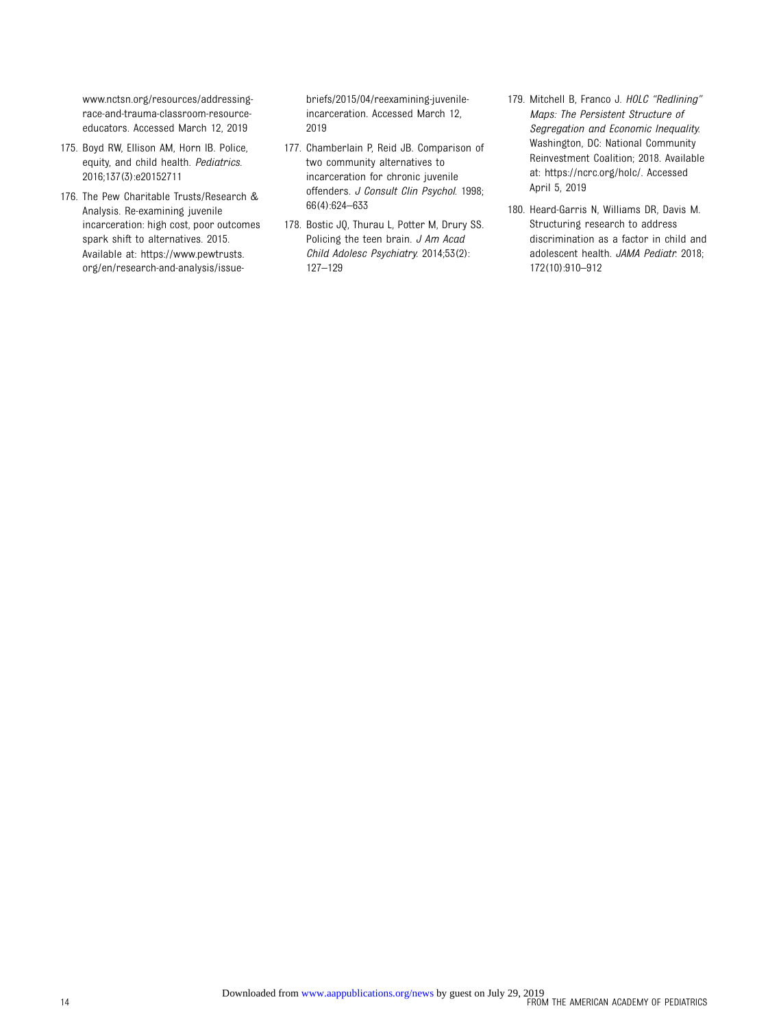www.nctsn.org/resources/addressing-race-and-trauma-classroom-resource-educators. Accessed March 12, 2019

175. Boyd RW, Ellison AM, Horn IB. Police, equity, and child health. *Pediatrics*. 2016;137(3):e20152711
176. The Pew Charitable Trusts/Research & Analysis. Re-examining juvenile incarceration: high cost, poor outcomes spark shift to alternatives. 2015. Available at: https://www.pewtrusts.org/en/research-and-analysis/issue-briefs/2015/04/reexamining-juvenile-incarceration. Accessed March 12, 2019
177. Chamberlain P, Reid JB. Comparison of two community alternatives to incarceration for chronic juvenile offenders. *J Consult Clin Psychol*. 1998;66(4):624–633
178. Bostic JQ, Thurau L, Potter M, Drury SS. Policing the teen brain. *J Am Acad Child Adolesc Psychiatry*. 2014;53(2):127–129
179. Mitchell B, Franco J. *HOLC "Redlining" Maps: The Persistent Structure of Segregation and Economic Inequality*. Washington, DC: National Community Reinvestment Coalition; 2018. Available at: https://ncrc.org/holc/. Accessed April 5, 2019
180. Heard-Garris N, Williams DR, Davis M. Structuring research to address discrimination as a factor in child and adolescent health. *JAMA Pediatr*. 2018;172(10):910–912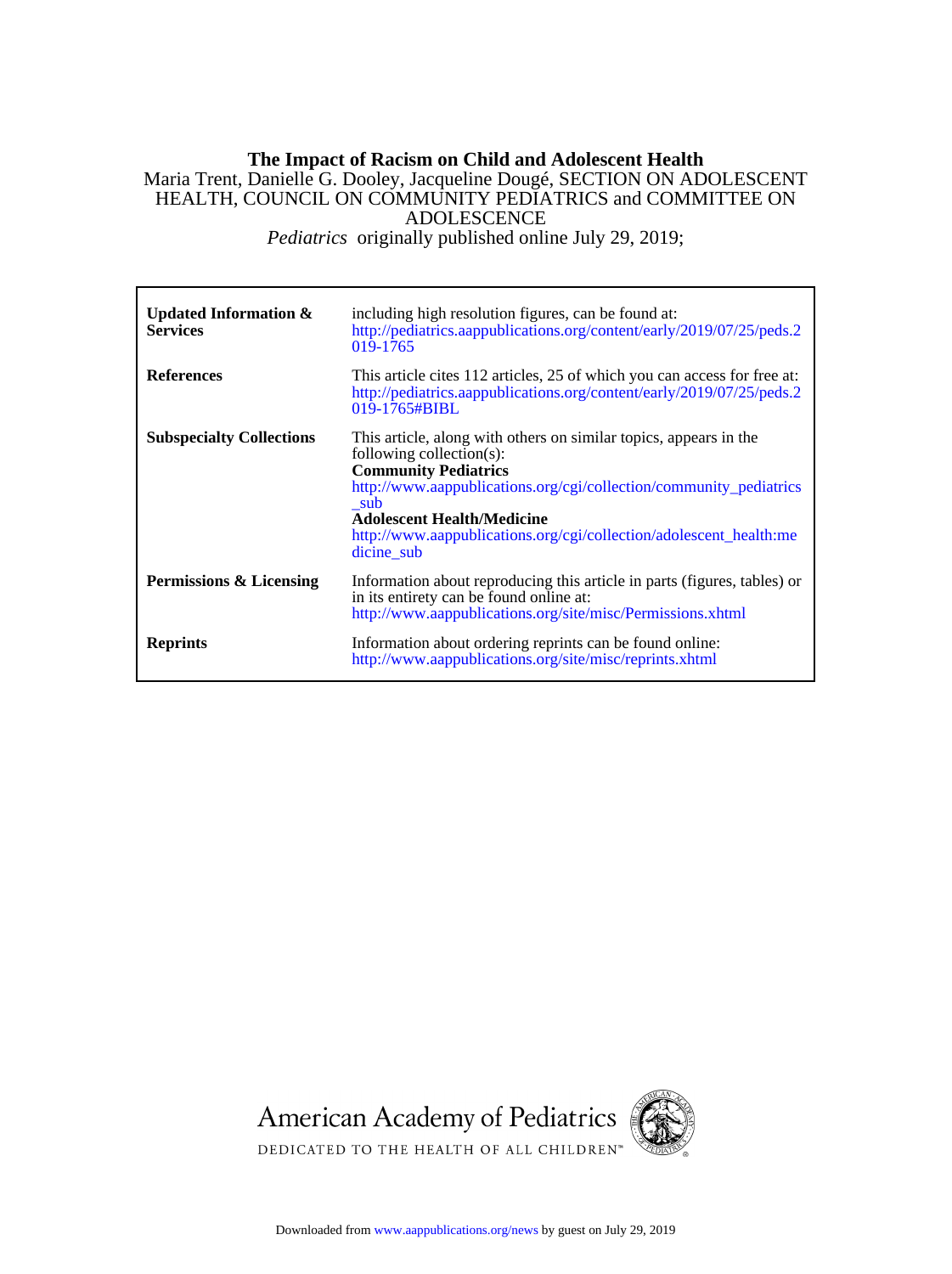**The Impact of Racism on Child and Adolescent Health**

Maria Trent, Danielle G. Dooley, Jacqueline Dougé, SECTION ON ADOLESCENT HEALTH, COUNCIL ON COMMUNITY PEDIATRICS and COMMITTEE ON ADOLESCENCE

*Pediatrics* originally published online July 29, 2019;

| | |
|---|---|
| **Updated Information & Services** | including high resolution figures, can be found at: http://pediatrics.aappublications.org/content/early/2019/07/25/peds.2019-1765 |
| **References** | This article cites 112 articles, 25 of which you can access for free at: http://pediatrics.aappublications.org/content/early/2019/07/25/peds.2019-1765#BIBL |
| **Subspecialty Collections** | This article, along with others on similar topics, appears in the following collection(s): **Community Pediatrics** http://www.aappublications.org/cgi/collection/community_pediatrics_sub **Adolescent Health/Medicine** http://www.aappublications.org/cgi/collection/adolescent_health:medicine_sub |
| **Permissions & Licensing** | Information about reproducing this article in parts (figures, tables) or in its entirety can be found online at: http://www.aappublications.org/site/misc/Permissions.xhtml |
| **Reprints** | Information about ordering reprints can be found online: http://www.aappublications.org/site/misc/reprints.xhtml |

American Academy of Pediatrics

DEDICATED TO THE HEALTH OF ALL CHILDREN™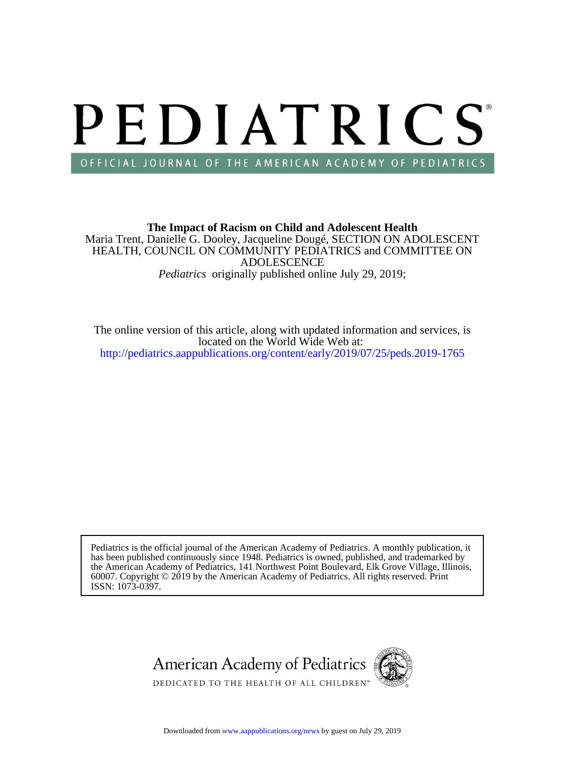# PEDIATRICS®

OFFICIAL JOURNAL OF THE AMERICAN ACADEMY OF PEDIATRICS

**The Impact of Racism on Child and Adolescent Health**

Maria Trent, Danielle G. Dooley, Jacqueline Dougé, SECTION ON ADOLESCENT HEALTH, COUNCIL ON COMMUNITY PEDIATRICS and COMMITTEE ON ADOLESCENCE

*Pediatrics* originally published online July 29, 2019;

The online version of this article, along with updated information and services, is located on the World Wide Web at:
http://pediatrics.aappublications.org/content/early/2019/07/25/peds.2019-1765

Pediatrics is the official journal of the American Academy of Pediatrics. A monthly publication, it has been published continuously since 1948. Pediatrics is owned, published, and trademarked by the American Academy of Pediatrics, 141 Northwest Point Boulevard, Elk Grove Village, Illinois, 60007. Copyright © 2019 by the American Academy of Pediatrics. All rights reserved. Print ISSN: 1073-0397.

American Academy of Pediatrics

DEDICATED TO THE HEALTH OF ALL CHILDREN™